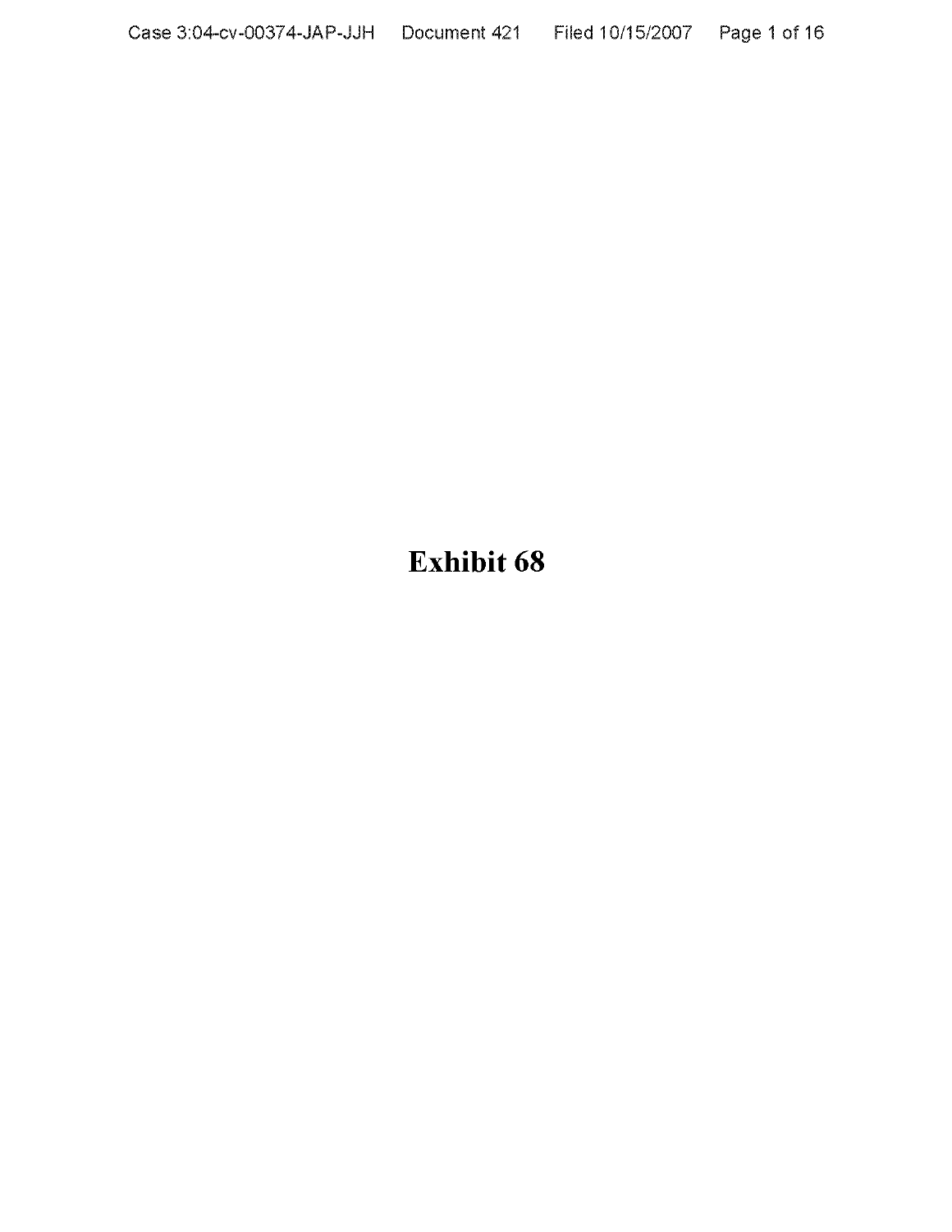# Exhibit 68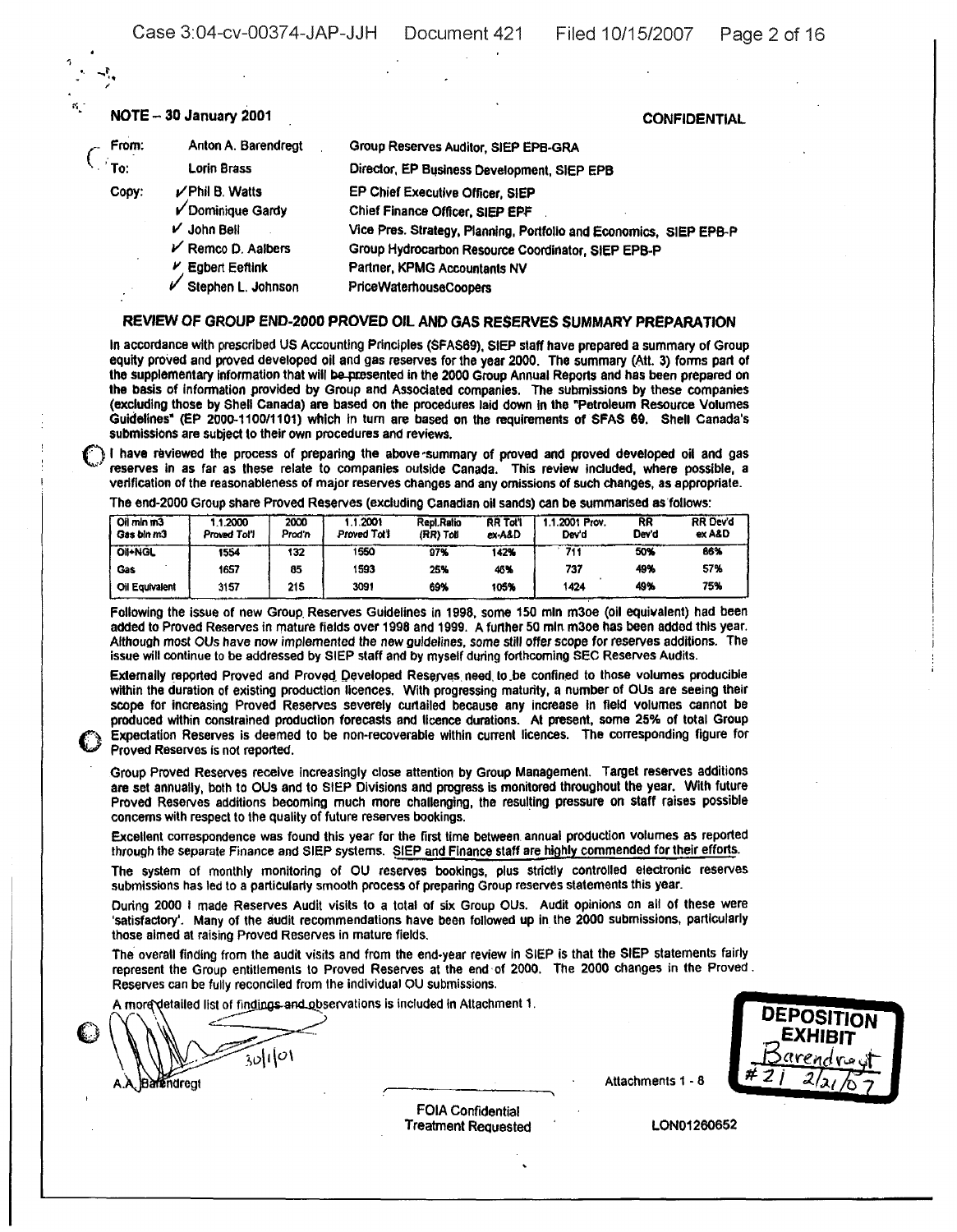**NOTE – 30 January 2001** **CONFIDENTIAL**

| | | |
|---|---|---|
| From: | Anton A. Barendregt | Group Reserves Auditor, SIEP EPB-GRA |
| To: | Lorin Brass | Director, EP Business Development, SIEP EPB |
| Copy: | ✓ Phil B. Watts | EP Chief Executive Officer, SIEP |
| | ✓ Dominique Gardy | Chief Finance Officer, SIEP EPF |
| | ✓ John Bell | Vice Pres. Strategy, Planning, Portfolio and Economics, SIEP EPB-P |
| | ✓ Remco D. Aalbers | Group Hydrocarbon Resource Coordinator, SIEP EPB-P |
| | ✓ Egbert Eeftink | Partner, KPMG Accountants NV |
| | ✓ Stephen L. Johnson | PriceWaterhouseCoopers |

## REVIEW OF GROUP END-2000 PROVED OIL AND GAS RESERVES SUMMARY PREPARATION

In accordance with prescribed US Accounting Principles (SFAS69), SIEP staff have prepared a summary of Group equity proved and proved developed oil and gas reserves for the year 2000. The summary (Att. 3) forms part of the supplementary information that will be presented in the 2000 Group Annual Reports and has been prepared on the basis of information provided by Group and Associated companies. The submissions by these companies (excluding those by Shell Canada) are based on the procedures laid down in the "Petroleum Resource Volumes Guidelines" (EP 2000-1100/1101) which in turn are based on the requirements of SFAS 69. Shell Canada's submissions are subject to their own procedures and reviews.

I have reviewed the process of preparing the above summary of proved and proved developed oil and gas reserves in as far as these relate to companies outside Canada. This review included, where possible, a verification of the reasonableness of major reserves changes and any omissions of such changes, as appropriate.

The end-2000 Group share Proved Reserves (excluding Canadian oil sands) can be summarised as follows:

| Oil mln m3 Gas bln m3 | 1.1.2000 Proved Tot'l | 2000 Prod'n | 1.1.2001 Proved Tot'l | Repl.Ratio (RR) Tot'l | RR Tot'l ex-A&D | 1.1.2001 Prov. Dev'd | RR Dev'd | RR Dev'd ex A&D |
|---|---|---|---|---|---|---|---|---|
| Oil+NGL | 1554 | 132 | 1550 | 97% | 142% | 711 | 50% | 66% |
| Gas | 1657 | 85 | 1593 | 25% | 46% | 737 | 49% | 57% |
| Oil Equivalent | 3157 | 215 | 3091 | 69% | 105% | 1424 | 49% | 75% |

Following the issue of new Group Reserves Guidelines in 1998, some 150 mln m3oe (oil equivalent) had been added to Proved Reserves in mature fields over 1998 and 1999. A further 50 mln m3oe has been added this year. Although most OUs have now implemented the new guidelines, some still offer scope for reserves additions. The issue will continue to be addressed by SIEP staff and by myself during forthcoming SEC Reserves Audits.

Externally reported Proved and Proved Developed Reserves need to be confined to those volumes producible within the duration of existing production licences. With progressing maturity, a number of OUs are seeing their scope for increasing Proved Reserves severely curtailed because any increase in field volumes cannot be produced within constrained production forecasts and licence durations. At present, some 25% of total Group Expectation Reserves is deemed to be non-recoverable within current licences. The corresponding figure for Proved Reserves is not reported.

Group Proved Reserves receive increasingly close attention by Group Management. Target reserves additions are set annually, both to OUs and to SIEP Divisions and progress is monitored throughout the year. With future Proved Reserves additions becoming much more challenging, the resulting pressure on staff raises possible concerns with respect to the quality of future reserves bookings.

Excellent correspondence was found this year for the first time between annual production volumes as reported through the separate Finance and SIEP systems. SIEP and Finance staff are highly commended for their efforts.

The system of monthly monitoring of OU reserves bookings, plus strictly controlled electronic reserves submissions has led to a particularly smooth process of preparing Group reserves statements this year.

During 2000 I made Reserves Audit visits to a total of six Group OUs. Audit opinions on all of these were 'satisfactory'. Many of the audit recommendations have been followed up in the 2000 submissions, particularly those aimed at raising Proved Reserves in mature fields.

The overall finding from the audit visits and from the end-year review in SIEP is that the SIEP statements fairly represent the Group entitlements to Proved Reserves at the end of 2000. The 2000 changes in the Proved Reserves can be fully reconciled from the individual OU submissions.

A more detailed list of findings and observations is included in Attachment 1.

30/1/01

A.A. Barendregt

Attachments 1 - 8

DEPOSITION EXHIBIT Barendregt #21 2/21/07

FOIA Confidential Treatment Requested

LON01260652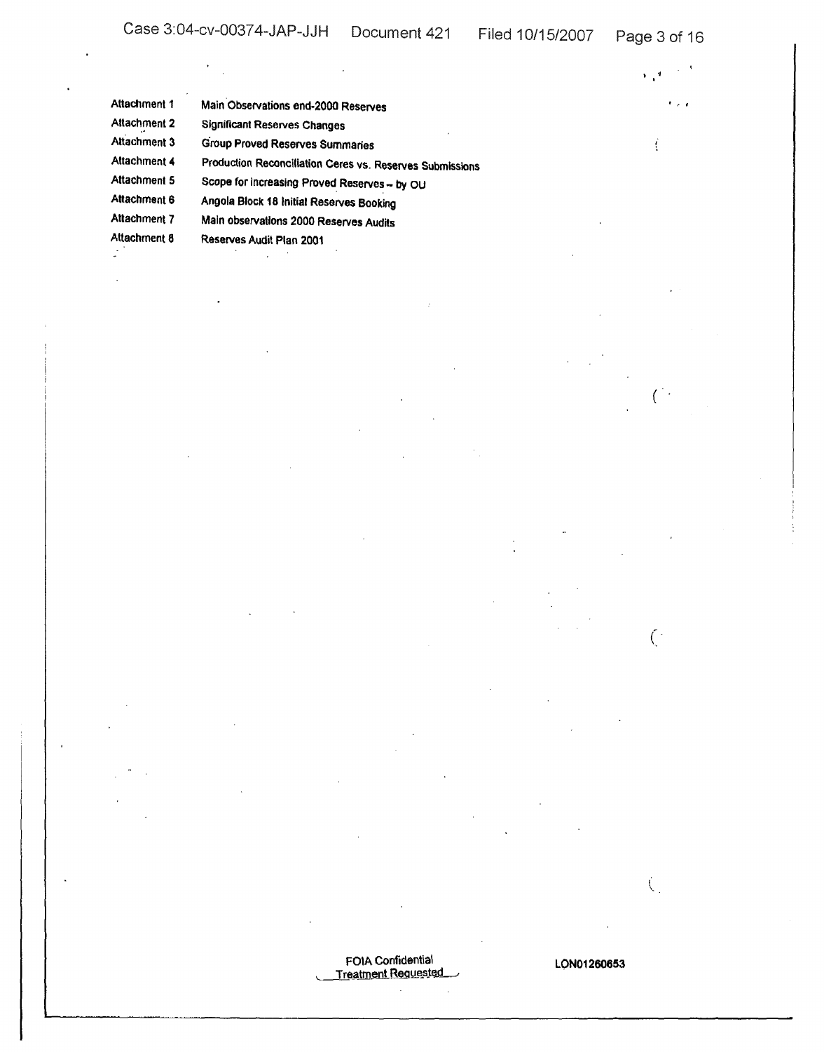| | |
|---|---|
| Attachment 1 | Main Observations end-2000 Reserves |
| Attachment 2 | Significant Reserves Changes |
| Attachment 3 | Group Proved Reserves Summaries |
| Attachment 4 | Production Reconciliation Ceres vs. Reserves Submissions |
| Attachment 5 | Scope for increasing Proved Reserves – by OU |
| Attachment 6 | Angola Block 18 Initial Reserves Booking |
| Attachment 7 | Main observations 2000 Reserves Audits |
| Attachment 8 | Reserves Audit Plan 2001 |

FOIA Confidential
Treatment Requested

LON01260653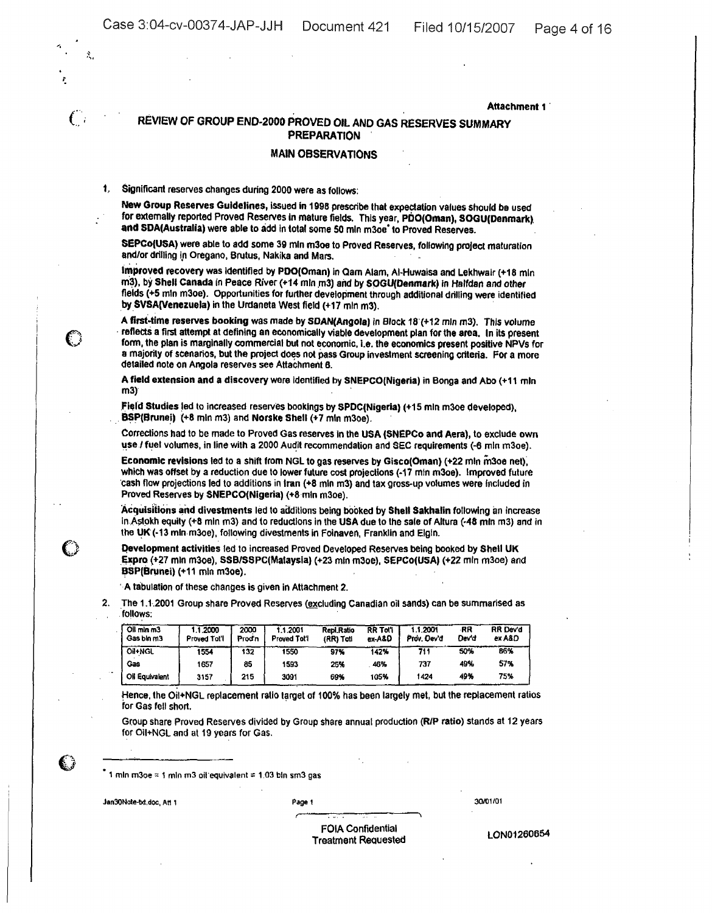Attachment 1

## REVIEW OF GROUP END-2000 PROVED OIL AND GAS RESERVES SUMMARY PREPARATION

### MAIN OBSERVATIONS

1. Significant reserves changes during 2000 were as follows:

   **New Group Reserves Guidelines**, issued in 1998 prescribe that expectation values should be used for externally reported Proved Reserves in mature fields. This year, **PDO(Oman), SOGU(Denmark) and SDA(Australia)** were able to add in total some 50 mln m3oe* to Proved Reserves.

   **SEPCo(USA)** were able to add some 39 mln m3oe to Proved Reserves, following project maturation and/or drilling in Oregano, Brutus, Nakika and Mars.

   **Improved recovery** was identified by **PDO(Oman)** in Qarn Alam, Al-Huwaisa and Lekhwair (+18 mln m3), by **Shell Canada** in Peace River (+14 mln m3) and by **SOGU(Denmark)** in Halfdan and other fields (+5 mln m3oe). Opportunities for further development through additional drilling were identified by **SVSA(Venezuela)** in the Urdaneta West field (+17 mln m3).

   **A first-time reserves booking** was made by **SDAN(Angola)** in Block 18 (+12 mln m3). This volume reflects a first attempt at defining an economically viable development plan for the area. In its present form, the plan is marginally commercial but not economic, i.e. the economics present positive NPVs for a majority of scenarios, but the project does not pass Group investment screening criteria. For a more detailed note on Angola reserves see Attachment 6.

   **A field extension and a discovery** were identified by **SNEPCO(Nigeria)** in Bonga and Abo (+11 mln m3)

   **Field Studies** led to increased reserves bookings by **SPDC(Nigeria)** (+15 mln m3oe developed), **BSP(Brunei)** (+8 mln m3) and **Norske Shell** (+7 mln m3oe).

   Corrections had to be made to Proved Gas reserves in the **USA (SNEPCo and Aera)**, to exclude own use / fuel volumes, in line with a 2000 Audit recommendation and SEC requirements (-6 mln m3oe).

   **Economic revisions** led to a shift from NGL to gas reserves by **Gisco(Oman)** (+22 mln m3oe net), which was offset by a reduction due to lower future cost projections (-17 mln m3oe). Improved future cash flow projections led to additions in **Iran** (+8 mln m3) and tax gross-up volumes were included in Proved Reserves by **SNEPCO(Nigeria)** (+8 mln m3oe).

   **Acquisitions and divestments** led to additions being booked by **Shell Sakhalin** following an increase in Astokh equity (+8 mln m3) and to reductions in the **USA** due to the sale of Altura (-48 mln m3) and in the **UK** (-13 mln m3oe), following divestments in Foinaven, Franklin and Elgin.

   **Development activities** led to increased Proved Developed Reserves being booked by **Shell UK Expro** (+27 mln m3oe), **SSB/SSPC(Malaysia)** (+23 mln m3oe), **SEPCo(USA)** (+22 mln m3oe) and **BSP(Brunei)** (+11 mln m3oe).

   A tabulation of these changes is given in Attachment 2.

2. The 1.1.2001 Group share Proved Reserves (excluding Canadian oil sands) can be summarised as follows:

| Oil mln m3 Gas bln m3 | 1.1.2000 Proved Tot'l | 2000 Prod'n | 1.1.2001 Proved Tot'l | Repl.Ratio (RR) Totl | RR Tot'l ex-A&D | 1.1.2001 Prov. Dev'd | RR Dev'd | RR Dev'd ex A&D |
|---|---|---|---|---|---|---|---|---|
| Oil+NGL | 1554 | 132 | 1550 | 97% | 142% | 711 | 50% | 86% |
| Gas | 1657 | 85 | 1593 | 25% | 46% | 737 | 49% | 57% |
| Oil Equivalent | 3157 | 215 | 3091 | 69% | 105% | 1424 | 49% | 75% |

   Hence, the Oil+NGL replacement ratio target of 100% has been largely met, but the replacement ratios for Gas fell short.

   Group share Proved Reserves divided by Group share annual production (**R/P ratio**) stands at 12 years for Oil+NGL and at 19 years for Gas.

---

\* 1 mln m3oe = 1 mln m3 oil equivalent = 1.03 bln sm3 gas

Jan30Note-txt.doc, Att 1 — Page 1 — 30/01/01

FOIA Confidential Treatment Requested

LON01260654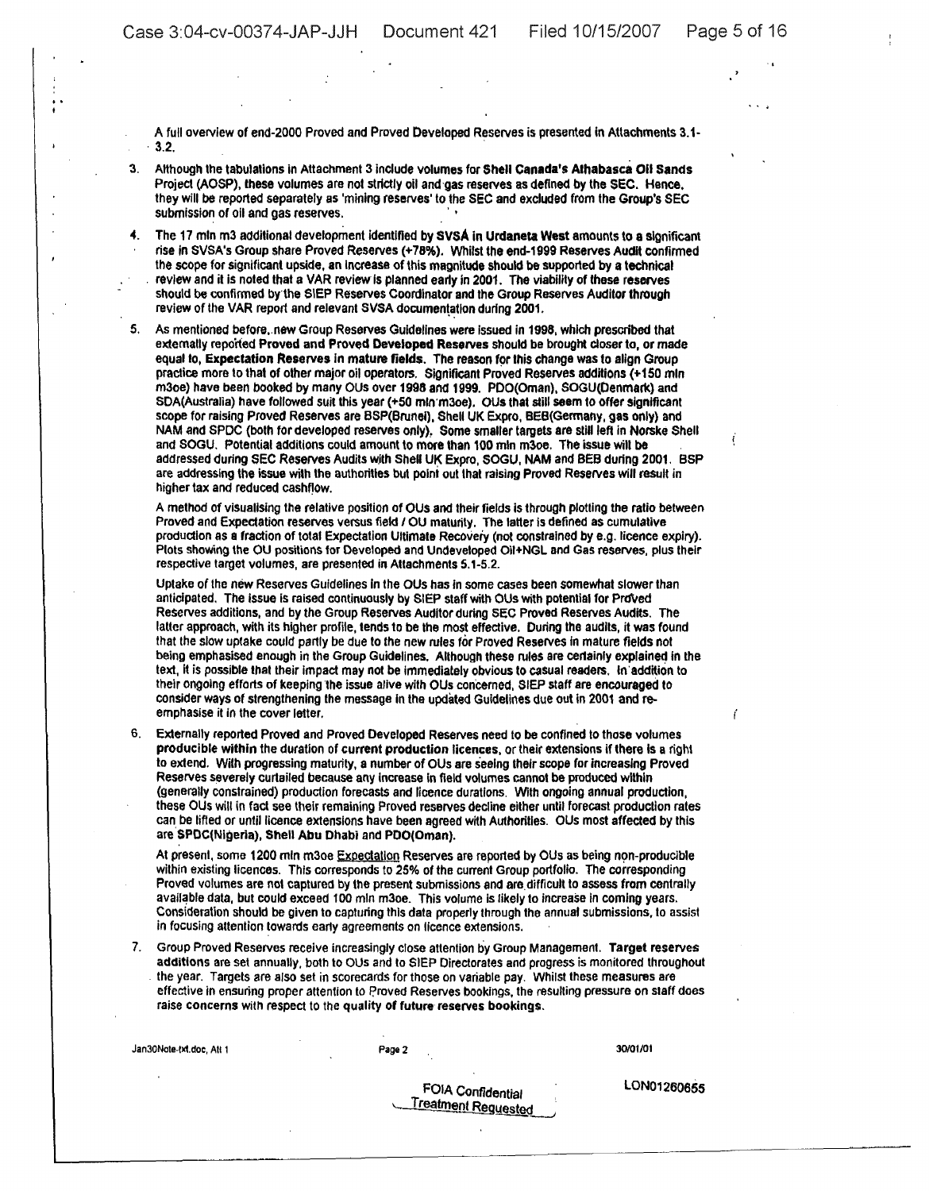A full overview of end-2000 Proved and Proved Developed Reserves is presented in Attachments 3.1-3.2.

3. Although the tabulations in Attachment 3 include volumes for **Shell Canada's Athabasca Oil Sands** Project (AOSP), these volumes are not strictly oil and gas reserves as defined by the SEC. Hence, they will be reported separately as 'mining reserves' to the SEC and excluded from the Group's SEC submission of oil and gas reserves.

4. The 17 mln m3 additional development identified by **SVSA in Urdaneta West** amounts to a significant rise in SVSA's Group share Proved Reserves (+78%). Whilst the end-1999 Reserves Audit confirmed the scope for significant upside, an increase of this magnitude should be supported by a technical review and it is noted that a VAR review is planned early in 2001. The viability of these reserves should be confirmed by the SIEP Reserves Coordinator and the Group Reserves Auditor through review of the VAR report and relevant SVSA documentation during 2001.

5. As mentioned before, new Group Reserves Guidelines were issued in 1998, which prescribed that externally reported **Proved and Proved Developed Reserves** should be brought closer to, or made equal to, **Expectation Reserves in mature fields.** The reason for this change was to align Group practice more to that of other major oil operators. Significant Proved Reserves additions (+150 mln m3oe) have been booked by many OUs over 1998 and 1999. PDO(Oman), SOGU(Denmark) and SDA(Australia) have followed suit this year (+50 mln m3oe). OUs that still seem to offer significant scope for raising Proved Reserves are BSP(Brunei), Shell UK Expro, BEB(Germany, gas only) and NAM and SPDC (both for developed reserves only). Some smaller targets are still left in Norske Shell and SOGU. Potential additions could amount to more than 100 mln m3oe. The issue will be addressed during SEC Reserves Audits with Shell UK Expro, SOGU, NAM and BEB during 2001. BSP are addressing the issue with the authorities but point out that raising Proved Reserves will result in higher tax and reduced cashflow.

   A method of visualising the relative position of OUs and their fields is through plotting the ratio between Proved and Expectation reserves versus field / OU maturity. The latter is defined as cumulative production as a fraction of total Expectation Ultimate Recovery (not constrained by e.g. licence expiry). Plots showing the OU positions for Developed and Undeveloped Oil+NGL and Gas reserves, plus their respective target volumes, are presented in Attachments 5.1-5.2.

   Uptake of the new Reserves Guidelines in the OUs has in some cases been somewhat slower than anticipated. The issue is raised continuously by SIEP staff with OUs with potential for Proved Reserves additions, and by the Group Reserves Auditor during SEC Proved Reserves Audits. The latter approach, with its higher profile, tends to be the most effective. During the audits, it was found that the slow uptake could partly be due to the new rules for Proved Reserves in mature fields not being emphasised enough in the Group Guidelines. Although these rules are certainly explained in the text, it is possible that their impact may not be immediately obvious to casual readers. In addition to their ongoing efforts of keeping the issue alive with OUs concerned, SIEP staff are encouraged to consider ways of strengthening the message in the updated Guidelines due out in 2001 and re-emphasise it in the cover letter.

6. Externally reported Proved and Proved Developed Reserves need to be confined to those volumes **producible within** the duration of **current production** licences, or their extensions if there is a right to extend. With progressing maturity, a number of OUs are seeing their scope for increasing Proved Reserves severely curtailed because any increase in field volumes cannot be produced within (generally constrained) production forecasts and licence durations. With ongoing annual production, these OUs will in fact see their remaining Proved reserves decline either until forecast production rates can be lifted or until licence extensions have been agreed with Authorities. OUs most affected by this are **SPDC(Nigeria), Shell Abu Dhabi** and **PDO(Oman).**

   At present, some 1200 mln m3oe Expectation Reserves are reported by OUs as being non-producible within existing licences. This corresponds to 25% of the current Group portfolio. The corresponding Proved volumes are not captured by the present submissions and are difficult to assess from centrally available data, but could exceed 100 mln m3oe. This volume is likely to increase in coming years. Consideration should be given to capturing this data properly through the annual submissions, to assist in focusing attention towards early agreements on licence extensions.

7. Group Proved Reserves receive increasingly close attention by Group Management. **Target reserves additions** are set annually, both to OUs and to SIEP Directorates and progress is monitored throughout the year. Targets are also set in scorecards for those on variable pay. Whilst these measures are effective in ensuring proper attention to Proved Reserves bookings, the resulting pressure on staff does raise **concerns** with respect to the **quality of future reserves bookings.**

Jan30Note-txt.doc, Att 1 Page 2 30/01/01

FOIA Confidential Treatment Requested LON01260655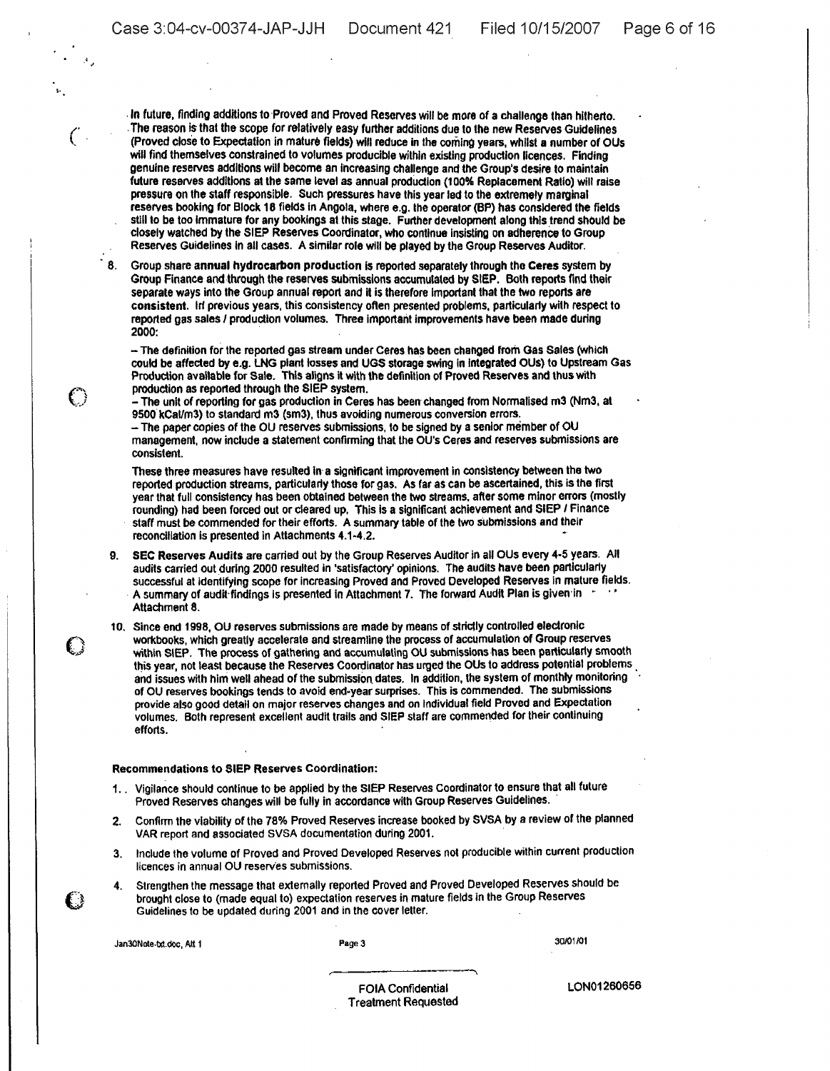In future, finding additions to Proved and Proved Reserves will be more of a challenge than hitherto. The reason is that the scope for relatively easy further additions due to the new Reserves Guidelines (Proved close to Expectation in mature fields) will reduce in the coming years, whilst a number of OUs will find themselves constrained to volumes producible within existing production licences. Finding genuine reserves additions will become an increasing challenge and the Group's desire to maintain future reserves additions at the same level as annual production (100% Replacement Ratio) will raise pressure on the staff responsible. Such pressures have this year led to the extremely marginal reserves booking for Block 18 fields in Angola, where e.g. the operator (BP) has considered the fields still to be too immature for any bookings at this stage. Further development along this trend should be closely watched by the SIEP Reserves Coordinator, who continue insisting on adherence to Group Reserves Guidelines in all cases. A similar role will be played by the Group Reserves Auditor.

8. Group share **annual hydrocarbon production** is reported separately through the **Ceres** system by Group Finance and through the reserves submissions accumulated by SIEP. Both reports find their separate ways into the Group annual report and it is therefore important that the two reports are **consistent**. In previous years, this consistency often presented problems, particularly with respect to reported gas sales / production volumes. Three important improvements have been made during 2000:

   – The definition for the reported gas stream under Ceres has been changed from Gas Sales (which could be affected by e.g. LNG plant losses and UGS storage swing in integrated OUs) to Upstream Gas Production available for Sale. This aligns it with the definition of Proved Reserves and thus with production as reported through the SIEP system.
   – The unit of reporting for gas production in Ceres has been changed from Normalised m3 (Nm3, at 9500 kCal/m3) to standard m3 (sm3), thus avoiding numerous conversion errors.
   – The paper copies of the OU reserves submissions, to be signed by a senior member of OU management, now include a statement confirming that the OU's Ceres and reserves submissions are consistent.

   These three measures have resulted in a significant improvement in consistency between the two reported production streams, particularly those for gas. As far as can be ascertained, this is the first year that full consistency has been obtained between the two streams, after some minor errors (mostly rounding) had been forced out or cleared up. This is a significant achievement and SIEP / Finance staff must be commended for their efforts. A summary table of the two submissions and their reconciliation is presented in Attachments 4.1-4.2.

9. **SEC Reserves Audits** are carried out by the Group Reserves Auditor in all OUs every 4-5 years. All audits carried out during 2000 resulted in 'satisfactory' opinions. The audits have been particularly successful at identifying scope for increasing Proved and Proved Developed Reserves in mature fields. A summary of audit findings is presented in Attachment 7. The forward Audit Plan is given in Attachment 8.

10. Since end 1998, OU reserves submissions are made by means of strictly controlled electronic workbooks, which greatly accelerate and streamline the process of accumulation of Group reserves within SIEP. The process of gathering and accumulating OU submissions has been particularly smooth this year, not least because the Reserves Coordinator has urged the OUs to address potential problems and issues with him well ahead of the submission dates. In addition, the system of monthly monitoring of OU reserves bookings tends to avoid end-year surprises. This is commended. The submissions provide also good detail on major reserves changes and on individual field Proved and Expectation volumes. Both represent excellent audit trails and SIEP staff are commended for their continuing efforts.

**Recommendations to SIEP Reserves Coordination:**

1. Vigilance should continue to be applied by the SIEP Reserves Coordinator to ensure that all future Proved Reserves changes will be fully in accordance with Group Reserves Guidelines.
2. Confirm the viability of the 78% Proved Reserves increase booked by SVSA by a review of the planned VAR report and associated SVSA documentation during 2001.
3. Include the volume of Proved and Proved Developed Reserves not producible within current production licences in annual OU reserves submissions.
4. Strengthen the message that externally reported Proved and Proved Developed Reserves should be brought close to (made equal to) expectation reserves in mature fields in the Group Reserves Guidelines to be updated during 2001 and in the cover letter.

Jan30Note-txt.doc, Att 1 — Page 3 — 30/01/01

FOIA Confidential Treatment Requested — LON01260656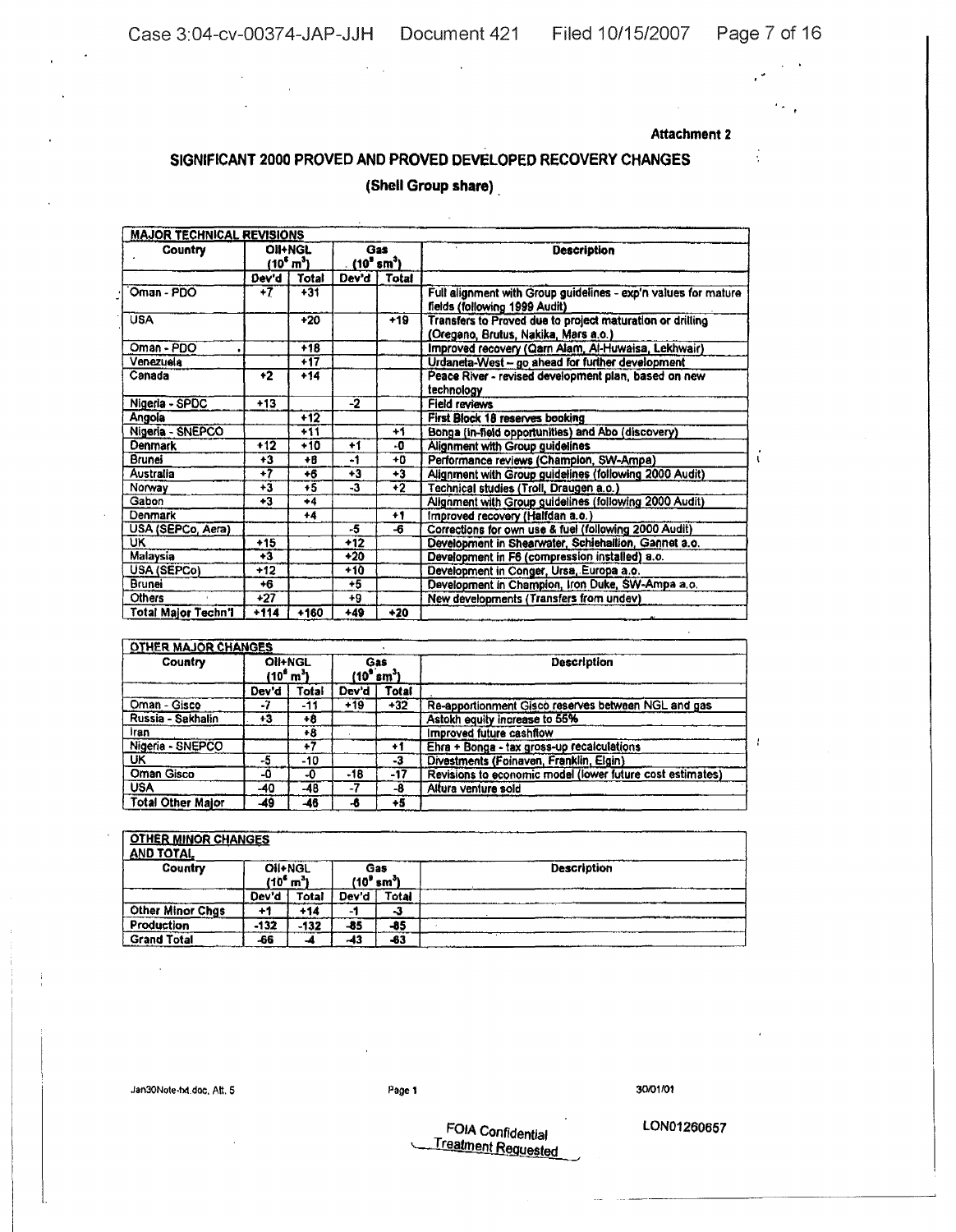**Attachment 2**

## SIGNIFICANT 2000 PROVED AND PROVED DEVELOPED RECOVERY CHANGES

### (Shell Group share)

| MAJOR TECHNICAL REVISIONS | | | | | |
|---|---|---|---|---|---|
| Country | Oil+NGL ($10^6$ $m^3$) | | Gas ($10^9$ $sm^3$) | | Description |
| | Dev'd | Total | Dev'd | Total | |
| Oman - PDO | +7 | +31 | | | Full alignment with Group guidelines - exp'n values for mature fields (following 1999 Audit) |
| USA | | +20 | | +19 | Transfers to Proved due to project maturation or drilling (Oregano, Brutus, Nakika, Mars a.o.) |
| Oman - PDO | | +18 | | | Improved recovery (Qarn Alam, Al-Huwaisa, Lekhwair) |
| Venezuela | | +17 | | | Urdaneta-West – go ahead for further development |
| Canada | +2 | +14 | | | Peace River - revised development plan, based on new technology |
| Nigeria - SPDC | +13 | | -2 | | Field reviews |
| Angola | | +12 | | | First Block 18 reserves booking |
| Nigeria - SNEPCO | | +11 | | +1 | Bonga (in-field opportunities) and Abo (discovery) |
| Denmark | +12 | +10 | +1 | -0 | Alignment with Group guidelines |
| Brunei | +3 | +8 | -1 | +0 | Performance reviews (Champion, SW-Ampa) |
| Australia | +7 | +6 | +3 | +3 | Alignment with Group guidelines (following 2000 Audit) |
| Norway | +3 | +5 | -3 | +2 | Technical studies (Troll, Draugen a.o.) |
| Gabon | +3 | +4 | | | Alignment with Group guidelines (following 2000 Audit) |
| Denmark | | +4 | | +1 | Improved recovery (Halfdan a.o.) |
| USA (SEPCo, Aera) | | | -5 | -6 | Corrections for own use & fuel (following 2000 Audit) |
| UK | +15 | | +12 | | Development in Shearwater, Schiehallion, Gannet a.o. |
| Malaysia | +3 | | +20 | | Development in F6 (compression installed) a.o. |
| USA (SEPCo) | +12 | | +10 | | Development in Conger, Ursa, Europa a.o. |
| Brunei | +6 | | +5 | | Development in Champion, Iron Duke, SW-Ampa a.o. |
| Others | +27 | | +9 | | New developments (Transfers from undev) |
| Total Major Techn'l | +114 | +160 | +49 | +20 | |

| OTHER MAJOR CHANGES | | | | | |
|---|---|---|---|---|---|
| Country | Oil+NGL ($10^6$ $m^3$) | | Gas ($10^9$ $sm^3$) | | Description |
| | Dev'd | Total | Dev'd | Total | |
| Oman - Gisco | -7 | -11 | +19 | +32 | Re-apportionment Gisco reserves between NGL and gas |
| Russia - Sakhalin | +3 | +8 | | | Astokh equity increase to 55% |
| Iran | | +8 | | | Improved future cashflow |
| Nigeria - SNEPCO | | +7 | | +1 | Ehra + Bonga - tax gross-up recalculations |
| UK | -5 | -10 | | -3 | Divestments (Foinaven, Franklin, Elgin) |
| Oman Gisco | -0 | -0 | -18 | -17 | Revisions to economic model (lower future cost estimates) |
| USA | -40 | -48 | -7 | -8 | Altura venture sold |
| Total Other Major | -49 | -46 | -6 | +5 | |

| OTHER MINOR CHANGES AND TOTAL | | | | | |
|---|---|---|---|---|---|
| Country | Oil+NGL ($10^6$ $m^3$) | | Gas ($10^9$ $sm^3$) | | Description |
| | Dev'd | Total | Dev'd | Total | |
| Other Minor Chgs | +1 | +14 | -1 | -3 | |
| Production | -132 | -132 | -85 | -85 | |
| Grand Total | -66 | -4 | -43 | -63 | |

Jan30Note-txt.doc, Att. 5 Page 1 30/01/01

FOIA Confidential Treatment Requested

LON01260657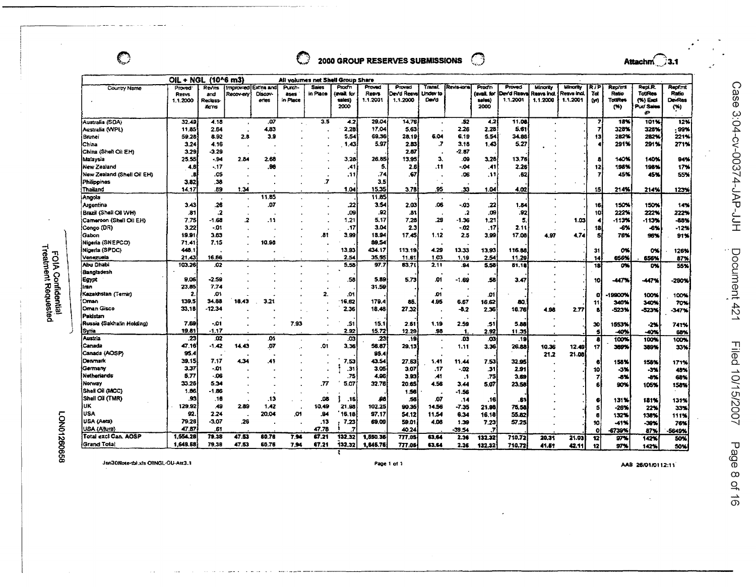# 2000 GROUP RESERVES SUBMISSIONS

Attachm 3.1

OIL + NGL (10^6 m3) — All volumes net Shell Group Share

| Country Name | Proved Resvs 1.1.2000 | Rev'ns and Reclass-ific'ns | Improved Recov-ery | Ext'ns and Discov-eries | Purch-ases in Place | Sales in Place | Prod'n (avail. for sales) 2000 | Proved Resvs 1.1.2001 | Proved Dev'd Resvs 1.1.2000 | Transf. Undev to Dev'd | Revis-ions | Prod'n (avail. for sales) 2000 | Proved Dev'd Resvs 1.1.2001 | Minority Resvs Incl. 1.1.2000 | Minority Resvs Incl. 1.1.2001 | R/P Tot (yr) | Rep'mt Ratio TotRes (%) | Repl.R. TotRes (%) Excl Pur/Sales | Repl'mt Ratio DevRes (%) |
|---|---|---|---|---|---|---|---|---|---|---|---|---|---|---|---|---|---|---|---|
| Australia (SDA) | 32.49 | 4.18 | . | .07 | . | 3.5 | 4.2 | 29.04 | 14.76 | . | .52 | 4.2 | 11.08 | . | . | 7 | 18% | 101% | 12% |
| Australia (WPL) | 11.85 | 2.64 | . | 4.83 | . | . | 2.28 | 17.04 | 5.63 | . | 2.26 | 2.28 | 5.61 | . | . | 7 | 328% | 328% | 99% |
| Brunei | 59.28 | 8.92 | 2.8 | 3.9 | . | . | 5.54 | 69.36 | 28.19 | 6.04 | 6.19 | 5.54 | 34.88 | . | . | 13 | 282% | 282% | 221% |
| China | 3.24 | 4.16 | . | . | . | . | 1.43 | 5.97 | 2.83 | .7 | 3.18 | 1.43 | 5.27 | . | . | 4 | 291% | 291% | 271% |
| China (Shell Oil EH) | 3.29 | -3.29 | . | . | . | . | . | . | 2.87 | . | -2.87 | . | . | | | | | | |
| Malaysia | 25.55 | -.94 | 2.84 | 2.68 | . | . | 3.28 | 26.85 | 13.95 | 3. | .09 | 3.28 | 13.76 | . | . | 8 | 140% | 140% | 94% |
| New Zealand | 4.6 | -.17 | . | .96 | . | . | .41 | 5. | 2.6 | .11 | -.04 | .41 | 2.26 | . | . | 12 | 198% | 198% | 17% |
| New Zealand (Shell Oil EH) | .8 | .05 | . | . | . | . | .11 | .74 | .67 | . | .06 | .11 | .62 | . | . | 7 | 45% | 45% | 55% |
| Philippines | 3.82 | .38 | . | . | . | .7 | . | 3.5 | . | . | . | . | . | | | | | | |
| Thailand | 14.17 | .89 | 1.34 | . | . | . | 1.04 | 15.35 | 3.78 | .95 | .33 | 1.04 | 4.02 | . | . | 15 | 214% | 214% | 123% |
| Angola | . | . | . | 11.85 | . | . | . | 11.85 | . | . | . | . | . | | | | | | |
| Argentina | 3.43 | .26 | . | .07 | . | . | .22 | 3.54 | 2.03 | .06 | -.03 | .22 | 1.84 | . | . | 16 | 150% | 150% | 14% |
| Brazil (Shell Oil WH) | .81 | .2 | . | . | . | . | .09 | .92 | .81 | . | .2 | .09 | .92 | . | . | 10 | 222% | 222% | 222% |
| Cameroon (Shell Oil EH) | 7.75 | -1.68 | .2 | .11 | . | . | 1.21 | 5.17 | 7.28 | .29 | -1.36 | 1.21 | 5. | . | 1.03 | 4 | -113% | -113% | -88% |
| Congo (DR) | 3.22 | -.01 | . | . | . | . | .17 | 3.04 | 2.3 | . | -.02 | .17 | 2.11 | . | . | 18 | -6% | -6% | -12% |
| Gabon | 19.91 | 3.63 | . | . | . | .81 | 3.99 | 18.94 | 17.45 | 1.12 | 2.5 | 3.99 | 17.08 | 4.97 | 4.74 | 5 | 76% | 96% | 91% |
| Nigeria (SNEPCO) | 71.41 | 7.15 | . | 10.98 | . | . | . | 89.54 | . | . | . | . | . | | | | | | |
| Nigeria (SPDC) | 448.1 | . | . | . | . | . | 13.93 | 434.17 | 113.19 | 4.29 | 13.33 | 13.93 | 116.88 | . | . | 31 | 0% | 0% | 126% |
| Venezuela | 21.43 | 16.66 | . | . | . | . | 2.54 | 35.55 | 11.61 | 1.03 | 1.19 | 2.54 | 11.29 | . | . | 14 | 656% | 656% | 87% |
| Abu Dhabi | 103.26 | .02 | . | . | . | . | 5.58 | 97.7 | 83.71 | 2.11 | .94 | 5.58 | 81.18 | . | . | 18 | 0% | 0% | 55% |
| Bangladesh | | | | | | | | | | | | | | | | | | | |
| Egypt | 9.06 | -2.59 | . | . | . | . | .58 | 5.89 | 5.73 | .01 | -1.69 | .58 | 3.47 | . | . | 10 | -447% | -447% | -290% |
| Iran | 23.85 | 7.74 | . | . | . | . | . | 31.59 | . | . | . | . | . | | | | | | |
| Kazakhstan (Temir) | 2. | .01 | . | . | . | 2. | .01 | . | . | .01 | . | .01 | . | . | . | 0 | -19900% | 100% | 100% |
| Oman | 139.5 | 34.88 | 18.43 | 3.21 | . | . | 16.62 | 179.4 | 85. | 4.95 | 6.67 | 16.62 | 80. | . | . | 11 | 340% | 340% | 70% |
| Oman Gisco | 33.18 | -12.34 | . | . | . | . | 2.36 | 18.48 | 27.32 | . | -8.2 | 2.36 | 16.76 | 4.98 | 2.77 | 8 | -523% | -523% | -347% |
| Pakistan | | | | | | | | | | | | | | | | | | | |
| Russia (Sakhalin Holding) | 7.69 | -.01 | . | . | 7.93 | . | .51 | 15.1 | 2.61 | 1.19 | 2.59 | .51 | 5.88 | . | . | 30 | 1553% | -2% | 741% |
| Syria | 19.81 | -1.17 | . | . | . | . | 2.92 | 15.72 | 12.29 | .98 | 1. | 2.92 | 11.35 | . | . | 5 | -40% | -40% | 68% |
| Austria | .23 | .02 | . | .01 | . | . | .03 | .23 | .19 | . | .03 | .03 | .19 | . | . | 8 | 100% | 100% | 100% |
| Canada | 47.16 | -1.42 | 14.43 | .07 | . | .01 | 3.36 | 56.87 | 29.13 | . | 1.11 | 3.36 | 26.88 | 10.36 | 12.49 | 17 | 389% | 389% | 33% |
| Canada (AOSP) | 95.4 | . | . | . | . | . | . | 95.4 | . | . | . | . | . | 21.2 | 21.08 | | | | |
| Denmark | 39.15 | 7.17 | 4.34 | .41 | . | . | 7.53 | 43.54 | 27.63 | 1.41 | 11.44 | 7.53 | 32.95 | . | . | 6 | 158% | 158% | 171% |
| Germany | 3.37 | -.01 | . | . | . | . | .31 | 3.05 | 3.07 | .17 | -.02 | .31 | 2.91 | . | . | 10 | -3% | -3% | 48% |
| Netherlands | 5.77 | -.06 | . | . | . | . | .75 | 4.96 | 3.93 | .41 | .1 | .75 | 3.69 | . | . | 7 | -8% | -8% | 68% |
| Norway | 33.26 | 5.34 | . | . | . | .77 | 5.07 | 32.76 | 20.65 | 4.56 | 3.44 | 5.07 | 23.58 | . | . | 6 | 90% | 105% | 158% |
| Shell Oil (MCC) | 1.86 | -1.86 | . | . | . | . | . | . | 1.56 | . | -1.56 | . | . | | | | | | |
| Shell Oil (TMR) | .93 | .16 | . | .13 | . | .08 | .16 | .98 | .56 | .07 | .14 | .16 | .61 | . | . | 6 | 131% | 181% | 131% |
| UK | 129.92 | .49 | 2.89 | 1.42 | . | 10.49 | 21.98 | 102.25 | 90.35 | 14.56 | -7.35 | 21.98 | 75.58 | . | . | 5 | -26% | 22% | 33% |
| USA | 92. | 2.24 | . | 20.04 | .01 | .94 | 16.18 | 97.17 | 54.12 | 11.54 | 6.34 | 16.18 | 55.82 | . | . | 6 | 132% | 138% | 111% |
| USA (Aera) | 79.28 | -3.07 | .26 | . | . | .13 | 7.23 | 69.09 | 59.01 | 4.08 | 1.39 | 7.23 | 57.25 | . | . | 10 | -41% | -39% | 76% |
| USA (Altura) | 47.87 | .61 | . | . | . | 47.78 | .7 | . | 40.24 | . | -39.54 | .7 | . | . | . | 0 | -6739% | 87% | -5649% |
| Total excl Can. AOSP | 1,554.28 | 79.38 | 47.53 | 60.76 | 7.94 | 67.21 | 132.32 | 1,550.36 | 777.05 | 63.64 | 2.36 | 132.32 | 710.72 | 20.31 | 21.03 | 12 | 97% | 142% | 50% |
| Grand Total | 1,649.68 | 79.38 | 47.53 | 60.76 | 7.94 | 67.21 | 132.32 | 1,645.76 | 777.05 | 63.64 | 2.36 | 132.32 | 710.72 | 41.51 | 42.11 | 12 | 97% | 142% | 50% |

Jan30Note-tbl.xls OilNGL-OU-Att3.1 — Page 1 of 1 — AAB 26/01/01 12:11

FOIA Confidential Treatment Requested

LON01260658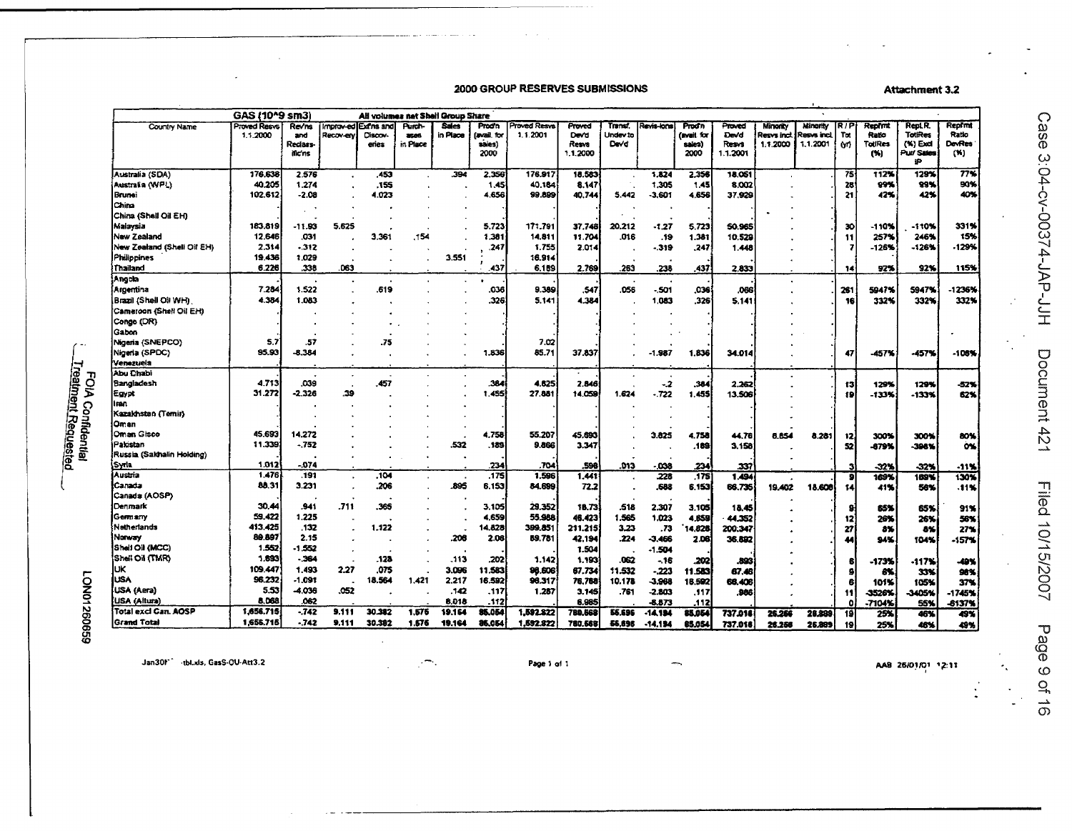# 2000 GROUP RESERVES SUBMISSIONS

**Attachment 3.2**

**GAS (10^9 sm3)** — All volumes net Shell Group Share

| Country Name | Proved Resvs 1.1.2000 | Rev'ns and Reclass-ific'ns | Improv-ed Recov-ery | Ext'ns and Discov-eries | Purch-ases in Place | Sales in Place | Prod'n (avail. for sales) 2000 | Proved Resvs 1.1.2001 | Proved Dev'd Resvs 1.1.2000 | Transf. Undev to Dev'd | Revis-ions | Prod'n (avail. for sales) 2000 | Proved Dev'd Resvs 1.1.2001 | Minority Resvs incl. 1.1.2000 | Minority Resvs incl. 1.1.2001 | R/P Tot (yr) | Repl'mt Ratio TotRes (%) | Repl.R. TotRes (%) Excl Pur/Sales iP | Repl'mt Ratio DevRes (%) |
|---|---|---|---|---|---|---|---|---|---|---|---|---|---|---|---|---|---|---|---|
| Australia (SDA) | 176.638 | 2.576 | | .453 | | .394 | 2.356 | 176.917 | 18.583 | | 1.824 | 2.356 | 18.051 | | | 75 | 112% | 129% | 77% |
| Australia (WPL) | 40.205 | 1.274 | | .155 | | | 1.45 | 40.184 | 8.147 | | 1.305 | 1.45 | 8.002 | | | 28 | 99% | 99% | 90% |
| Brunei | 102.612 | -2.08 | | 4.023 | | | 4.656 | 99.899 | 40.744 | 5.442 | -3.601 | 4.656 | 37.929 | | | 21 | 42% | 42% | 40% |
| China | | | | | | | | | | | | | | | | | | | |
| China (Shell Oil EH) | | | | | | | | | | | | | | | | | | | |
| Malaysia | 183.819 | -11.93 | 5.625 | | | | 5.723 | 171.791 | 37.748 | 20.212 | -1.27 | 5.723 | 50.965 | | | 30 | -110% | -110% | 331% |
| New Zealand | 12.646 | .031 | | 3.361 | .154 | | 1.381 | 14.811 | 11.704 | .016 | .19 | 1.381 | 10.529 | | | 11 | 257% | 246% | 15% |
| New Zealand (Shell Oil EH) | 2.314 | -.312 | | | | | .247 | 1.755 | 2.014 | | -.319 | .247 | 1.448 | | | 7 | -126% | -126% | -129% |
| Philippines | 19.436 | 1.029 | | | | 3.551 | | 16.914 | | | | | | | | | | | |
| Thailand | 6.226 | .338 | .063 | | | | .437 | 6.189 | 2.769 | .263 | .238 | .437 | 2.833 | | | 14 | 92% | 92% | 115% |
| Angola | | | | | | | | | | | | | | | | | | | |
| Argentina | 7.284 | 1.522 | | .619 | | | .036 | 9.389 | .547 | .056 | -.501 | .036 | .066 | | | 261 | 5947% | 5947% | -1236% |
| Brazil (Shell Oil WH) | 4.384 | 1.083 | | | | | .326 | 5.141 | 4.384 | | 1.083 | .326 | 5.141 | | | 16 | 332% | 332% | 332% |
| Cameroon (Shell Oil EH) | | | | | | | | | | | | | | | | | | | |
| Congo (DR) | | | | | | | | | | | | | | | | | | | |
| Gabon | | | | | | | | | | | | | | | | | | | |
| Nigeria (SNEPCO) | 5.7 | .57 | | .75 | | | | 7.02 | | | | | | | | | | | |
| Nigeria (SPDC) | 95.93 | -8.384 | | | | | 1.836 | 85.71 | 37.837 | | -1.987 | 1.836 | 34.014 | | | 47 | -457% | -457% | -108% |
| Venezuela | | | | | | | | | | | | | | | | | | | |
| Abu Dhabi | | | | | | | | | | | | | | | | | | | |
| Bangladesh | 4.713 | .039 | | .457 | | | .384 | 4.825 | 2.846 | | -.2 | .384 | 2.262 | | | 13 | 129% | 129% | -52% |
| Egypt | 31.272 | -2.326 | .39 | | | | 1.455 | 27.881 | 14.059 | 1.624 | -.722 | 1.455 | 13.506 | | | 19 | -133% | -133% | 62% |
| Iran | | | | | | | | | | | | | | | | | | | |
| Kazakhstan (Temir) | | | | | | | | | | | | | | | | | | | |
| Oman | | | | | | | | | | | | | | | | | | | |
| Oman Gisco | 45.693 | 14.272 | | | | | 4.758 | 55.207 | 45.693 | | 3.825 | 4.758 | 44.76 | 6.654 | 8.281 | 12 | 300% | 300% | 80% |
| Pakistan | 11.339 | -.752 | | | | .532 | .189 | 9.866 | 3.347 | | | .189 | 3.158 | | | 52 | -679% | -398% | 0% |
| Russia (Sakhalin Holding) | | | | | | | | | | | | | | | | | | | |
| Syria | 1.012 | -.074 | | | | | .234 | .704 | .598 | .013 | -.038 | .234 | .337 | | | 3 | -32% | -32% | -11% |
| Austria | 1.476 | .191 | | .104 | | | .175 | 1.596 | 1.441 | | .228 | .175 | 1.494 | | | 9 | 169% | 169% | 130% |
| Canada | 88.31 | 3.231 | | .206 | | .895 | 6.153 | 84.699 | 72.2 | | .688 | 6.153 | 66.735 | 19.402 | 18.606 | 14 | 41% | 56% | -11% |
| Canada (AOSP) | | | | | | | | | | | | | | | | | | | |
| Denmark | 30.44 | .941 | .711 | .365 | | | 3.105 | 29.352 | 18.73 | .518 | 2.307 | 3.105 | 18.45 | | | 9 | 65% | 65% | 91% |
| Germany | 59.422 | 1.225 | | | | | 4.659 | 55.988 | 46.423 | 1.565 | 1.023 | 4.659 | 44.352 | | | 12 | 26% | 26% | 56% |
| Netherlands | 413.425 | .132 | | 1.122 | | | 14.828 | 399.851 | 211.215 | 3.23 | .73 | 14.828 | 200.347 | | | 27 | 8% | 8% | 27% |
| Norway | 89.897 | 2.15 | | | | .208 | 2.08 | 89.781 | 42.194 | .224 | -3.466 | 2.08 | 36.892 | | | 44 | 94% | 104% | -157% |
| Shell Oil (MCC) | 1.552 | -1.552 | | | | | | | 1.504 | | -1.504 | | | | | | | | |
| Shell Oil (TMR) | 1.693 | -.364 | | .128 | | .113 | .202 | 1.142 | 1.193 | .062 | -.16 | .202 | .893 | | | 6 | -173% | -117% | -49% |
| UK | 109.447 | 1.493 | 2.27 | .075 | | 3.096 | 11.583 | 98.606 | 67.734 | 11.532 | -.223 | 11.583 | 67.46 | | | 9 | 6% | 33% | 98% |
| USA | 98.232 | -1.091 | | 18.564 | 1.421 | 2.217 | 16.592 | 98.317 | 76.788 | 10.178 | -3.968 | 16.592 | 66.406 | | | 6 | 101% | 105% | 37% |
| USA (Aera) | 5.53 | -4.036 | .052 | | | .142 | .117 | 1.287 | 3.145 | .761 | -2.803 | .117 | .986 | | | 11 | -3526% | -3405% | -1745% |
| USA (Altura) | 8.068 | .062 | | | | 8.018 | .112 | | 8.985 | | -8.873 | .112 | | | | 0 | -7104% | 55% | -6137% |
| **Total excl Can. AOSP** | **1,656.715** | **-.742** | **9.111** | **30.382** | **1.575** | **19.164** | **85.054** | **1,592.822** | **780.568** | **55.595** | **-14.194** | **85.054** | **737.018** | **26.256** | **26.889** | **19** | **25%** | **46%** | **49%** |
| **Grand Total** | **1,656.715** | **-.742** | **9.111** | **30.382** | **1.575** | **19.164** | **85.054** | **1,592.822** | **780.568** | **55.595** | **-14.194** | **85.054** | **737.018** | **26.256** | **26.889** | **19** | **25%** | **46%** | **49%** |

FOIA Confidential Treatment Requested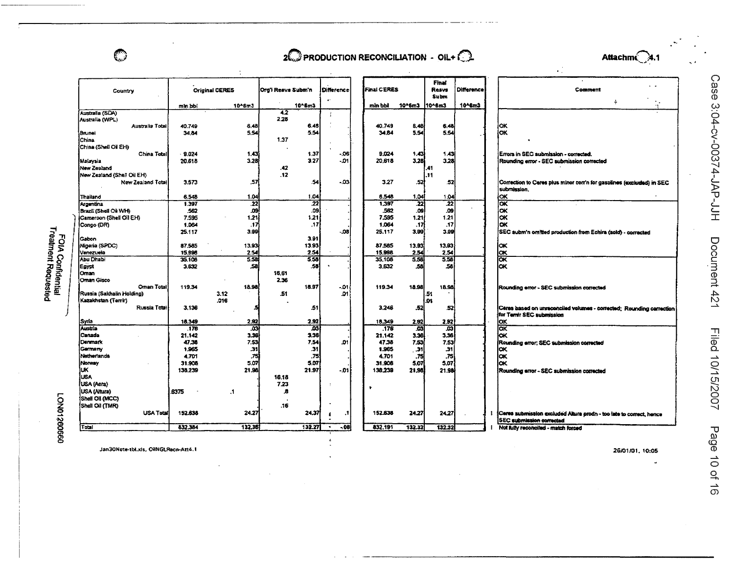# 2 PRODUCTION RECONCILIATION - OIL+

Attachment 4.1

| Country | Original CERES | | Org'l Resvs Subm'n | | Difference | Final CERES | | Final Resvs Subm | | Difference | Comment |
|---|---|---|---|---|---|---|---|---|---|---|---|
| | mln bbl | 10^6m3 | | 10^6m3 | | mln bbl | 10^6m3 | 10^6m3 | | 10^6m3 | |
| Australia (SDA) | | | 4.2 | | | | | | | | |
| Australia (WPL) | | | 2.28 | | | | | | | | |
| Australia Total | 40.749 | 6.48 | | 6.48 | | 40.749 | 6.48 | | 6.48 | | OK |
| Brunei | 34.84 | 5.54 | | 5.54 | | 34.84 | 5.54 | | 5.54 | | OK |
| China | | | 1.37 | | | | | | | | |
| China (Shell Oil EH) | | | | | | | | | | | |
| China Total | 9.024 | 1.43 | | 1.37 | -.06 | 9.024 | 1.43 | | 1.43 | | Errors in SEC submission - corrected. |
| Malaysia | 20.618 | 3.28 | | 3.27 | -.01 | 20.618 | 3.28 | | 3.28 | | Rounding error - SEC submission corrected |
| New Zealand | | | .42 | | | | | .41 | | | |
| New Zealand (Shell Oil EH) | | | .12 | | | | | .11 | | | |
| New Zealand Total | 3.573 | .57 | | .54 | -.03 | 3.27 | .52 | | .52 | | Correction to Ceres plus minor corr'n for gasolines (excluded) in SEC submission. |
| Thailand | 6.548 | 1.04 | | 1.04 | | 6.548 | 1.04 | | 1.04 | | OK |
| Argentina | 1.397 | .22 | | .22 | | 1.397 | .22 | | .22 | | OK |
| Brazil (Shell Oil WH) | .562 | .09 | | .09 | | .562 | .09 | | .09 | | OK |
| Cameroon (Shell Oil EH) | 7.595 | 1.21 | | 1.21 | | 7.595 | 1.21 | | 1.21 | | OK |
| Congo (DR) | 1.064 | .17 | | .17 | | 1.064 | .17 | | .17 | | OK |
| | 25.117 | 3.99 | | | -.08 | 25.117 | 3.99 | | 3.99 | | SEC subm'n omitted production from Echira (sold) - corrected |
| Gabon | | | | 3.91 | | | | | | | |
| Nigeria (SPDC) | 87.585 | 13.93 | | 13.93 | | 87.585 | 13.93 | | 13.93 | | OK |
| Venezuela | 15.998 | 2.54 | | 2.54 | | 15.998 | 2.54 | | 2.54 | | OK |
| Abu Dhabi | 35.108 | 5.58 | | 5.58 | | 35.108 | 5.58 | | 5.58 | | OK |
| Egypt | 3.632 | .58 | | .58 | | 3.632 | .58 | | .58 | | OK |
| Oman | | | 16.61 | | | | | | | | |
| Oman Gisco | | | 2.36 | | | | | | | | |
| Oman Total | 119.34 | 18.98 | | 18.97 | -.01 | 119.34 | 18.98 | | 18.98 | | Rounding error - SEC submission corrected |
| Russia (Sakhalin Holding) | 3.12 | | .51 | | .01 | | | .51 | | | |
| Kazakhstan (Temir) | .016 | | | | | | | .01 | | | |
| Russia Total | 3.136 | .5 | | .51 | | 3.246 | .52 | | .52 | | Ceres based on unreconciled volumes - corrected; Rounding correction for Temir SEC submission |
| Syria | 18.349 | 2.92 | | 2.92 | | 18.349 | 2.92 | | 2.92 | | OK |
| Austria | .176 | .03 | | .03 | | .176 | .03 | | .03 | | OK |
| Canada | 21.142 | 3.36 | | 3.36 | | 21.142 | 3.36 | | 3.36 | | OK |
| Denmark | 47.38 | 7.53 | | 7.54 | .01 | 47.38 | 7.53 | | 7.53 | | Rounding error; SEC submission corrected |
| Germany | 1.965 | .31 | | .31 | | 1.965 | .31 | | .31 | | OK |
| Netherlands | 4.701 | .75 | | .75 | | 4.701 | .75 | | .75 | | OK |
| Norway | 31.908 | 5.07 | | 5.07 | | 31.908 | 5.07 | | 5.07 | | OK |
| UK | 138.239 | 21.98 | | 21.97 | -.01 | 138.239 | 21.98 | | 21.98 | | Rounding error - SEC submission corrected |
| USA | | | 16.18 | | | | | | | | |
| USA (Aera) | | | 7.23 | | | | | | | | |
| USA (Altura) | .6375 | .1 | .8 | | | | | | | | |
| Shell Oil (MCC) | | | | | | | | | | | |
| Shell Oil (TMR) | | | .16 | | | | | | | | |
| USA Total | 152.638 | 24.27 | | 24.37 | .1 | 152.638 | 24.27 | | 24.27 | | Ceres submission excluded Altura prodn - too late to correct, hence SEC submission corrected |
| Total | 832.384 | 132.36 | | 132.27 | -.08 | 832.191 | 132.32 | | 132.32 | | Not fully reconciled - match forced |

Jan30Note-tbl.xls, OilNGLRecn-Att4.1

26/01/01, 10:05

FOIA Confidential Treatment Requested

LON01260660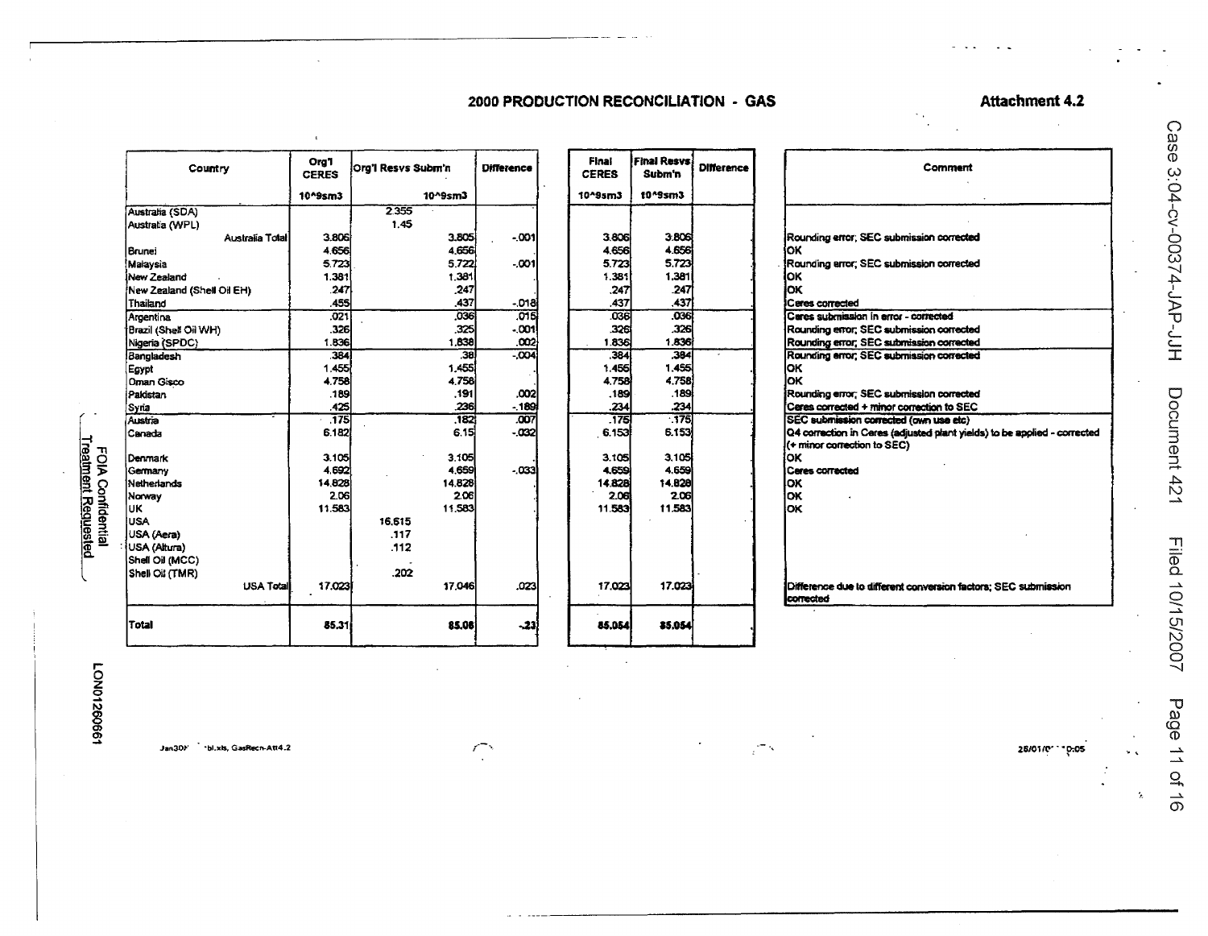# 2000 PRODUCTION RECONCILIATION - GAS

**Attachment 4.2**

| Country | Org'l CERES | Org'l Resvs Subm'n | | Difference | Final CERES | Final Resvs Subm'n | Difference | Comment |
|---|---|---|---|---|---|---|---|---|
| | 10^9sm3 | | 10^9sm3 | | 10^9sm3 | 10^9sm3 | | |
| Australia (SDA) | | 2.355 | | | | | | |
| Australia (WPL) | | 1.45 | | | | | | |
| Australia Total | 3.806 | | 3.805 | -.001 | 3.806 | 3.806 | . | Rounding error; SEC submission corrected |
| Brunei | 4.656 | | 4.656 | . | 4.656 | 4.656 | . | OK |
| Malaysia | 5.723 | | 5.722 | -.001 | 5.723 | 5.723 | . | Rounding error; SEC submission corrected |
| New Zealand | 1.381 | | 1.381 | . | 1.381 | 1.381 | . | OK |
| New Zealand (Shell Oil EH) | .247 | | .247 | . | .247 | .247 | . | OK |
| Thailand | .455 | | .437 | -.018 | .437 | .437 | . | Ceres corrected |
| Argentina | .021 | | .036 | .015 | .036 | .036 | . | Ceres submission in error - corrected |
| Brazil (Shell Oil WH) | .326 | | .325 | -.001 | .326 | .326 | . | Rounding error; SEC submission corrected |
| Nigeria (SPDC) | 1.836 | | 1.838 | .002 | 1.836 | 1.836 | . | Rounding error; SEC submission corrected |
| Bangladesh | .384 | | .38 | -.004 | .384 | .384 | . | Rounding error; SEC submission corrected |
| Egypt | 1.455 | | 1.455 | . | 1.455 | 1.455 | . | OK |
| Oman Gisco | 4.758 | | 4.758 | . | 4.758 | 4.758 | . | OK |
| Pakistan | .189 | | .191 | .002 | .189 | .189 | . | Rounding error; SEC submission corrected |
| Syria | .425 | | .236 | -.189 | .234 | .234 | . | Ceres corrected + minor correction to SEC |
| Austria | .175 | | .182 | .007 | .175 | .175 | . | SEC submission corrected (own use etc) |
| Canada | 6.182 | | 6.15 | -.032 | 6.153 | 6.153 | . | Q4 correction in Ceres (adjusted plant yields) to be applied - corrected (+ minor correction to SEC) |
| Denmark | 3.105 | | 3.105 | . | 3.105 | 3.105 | . | OK |
| Germany | 4.692 | | 4.659 | -.033 | 4.659 | 4.659 | . | Ceres corrected |
| Netherlands | 14.828 | | 14.828 | . | 14.828 | 14.828 | . | OK |
| Norway | 2.06 | | 2.06 | . | 2.06 | 2.06 | . | OK |
| UK | 11.583 | | 11.583 | . | 11.583 | 11.583 | . | OK |
| USA | | 16.615 | | | | | | |
| USA (Aera) | | .117 | | | | | | |
| USA (Altura) | | .112 | | | | | | |
| Shell Oil (MCC) | | - | | | | | | |
| Shell Oil (TMR) | | .202 | | | | | | |
| USA Total | 17.023 | | 17.046 | .023 | 17.023 | 17.023 | . | Difference due to different conversion factors; SEC submission corrected |
| **Total** | **85.31** | | **85.08** | **-.23** | **85.054** | **85.054** | . | |

FOIA Confidential Treatment Requested

LON01260661

Jan30... bl.xls, GasRecn-Att4.2

25/01/0... 10:05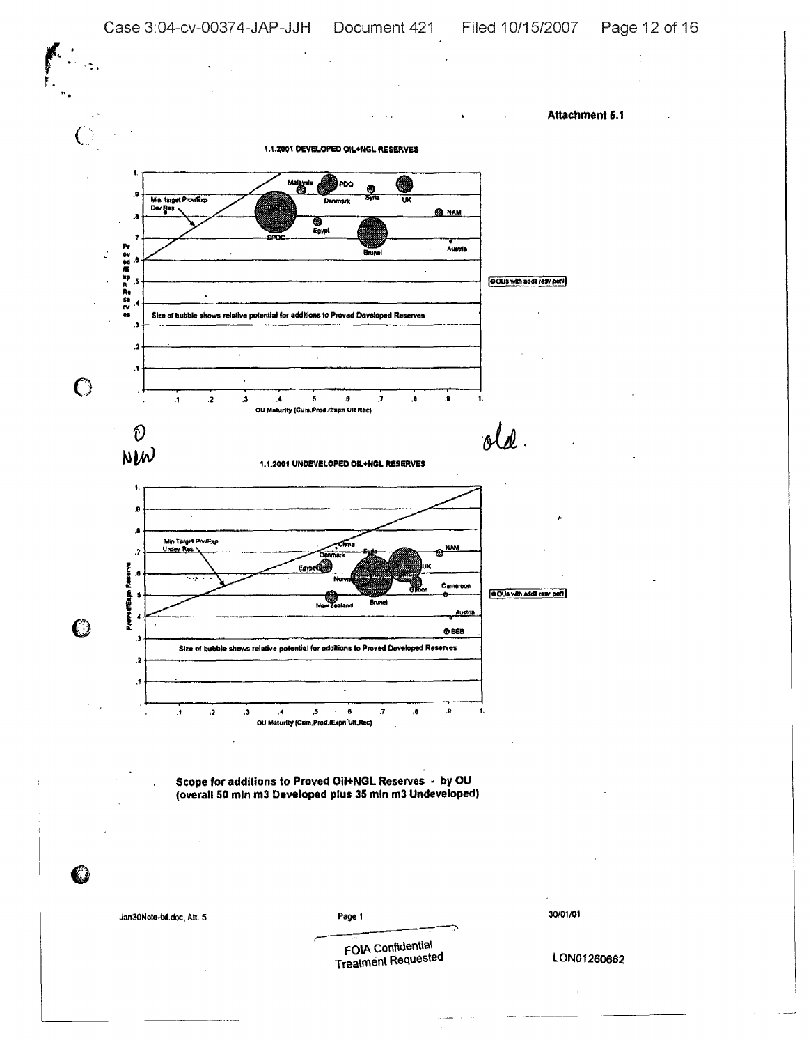**Attachment 5.1**

**1.1.2001 DEVELOPED OIL+NGL RESERVES**

Min. target Prov/Exp Dev Res

Malaysia, PDO, Syria, UK, Denmark, NAM, Egypt, SPDC, Brunei, Austria

Proved/Expn Reserves

Size of bubble shows relative potential for additions to Proved Developed Reserves

OU Maturity (Cum.Prod./Expn Ult.Rec)

OUs with add'l resv port

NEW

old.

**1.1.2001 UNDEVELOPED OIL+NGL RESERVES**

Min Target Prv/Exp Undev Res.

China, Denmark, Syria, NAM, Egypt, UK, Norway, Gabon, Cameroon, New Zealand, Brunei, Austria, BEB

Proved/Expn Reserve

Size of bubble shows relative potential for additions to Proved Developed Reserves

OU Maturity (Cum.Prod./Expn Ult.Rec)

OUs with add'l resv port

**Scope for additions to Proved Oil+NGL Reserves - by OU (overall 50 mln m3 Developed plus 35 mln m3 Undeveloped)**

Jan30Note-bd.doc, Att. 5 | Page 1 | 30/01/01

FOIA Confidential Treatment Requested

LON01260662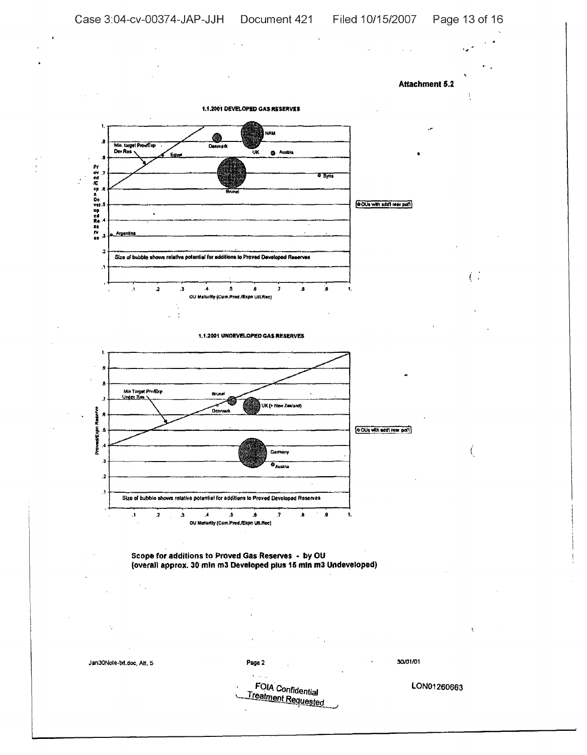**Attachment 5.2**

**1.1.2001 DEVELOPED GAS RESERVES**

Min. target Prov/Exp Dev Res

Egypt

Denmark

NAM

UK

Austria

Syria

Brunei

Argentina

Proved/Expn Developed Reserves

OUs with add'l resv pot'l

Size of bubble shows relative potential for additions to Proved Developed Reserves

OU Maturity (Cum.Prod./Expn Ult.Rec)

**1.1.2001 UNDEVELOPED GAS RESERVES**

Min Target Prv/Exp Undev Res

Brunei

Denmark

UK (+ New Zealand)

Germany

Austria

Proved/Expn Reserve

OUs with add'l resv pot'l

Size of bubble shows relative potential for additions to Proved Developed Reserves

OU Maturity (Cum.Prod./Expn Ult.Rec)

**Scope for additions to Proved Gas Reserves - by OU**
**(overall approx. 30 mln m3 Developed plus 15 mln m3 Undeveloped)**

Jan30Note-txt.doc, Att. 5 Page 2 30/01/01

FOIA Confidential Treatment Requested

LON01260663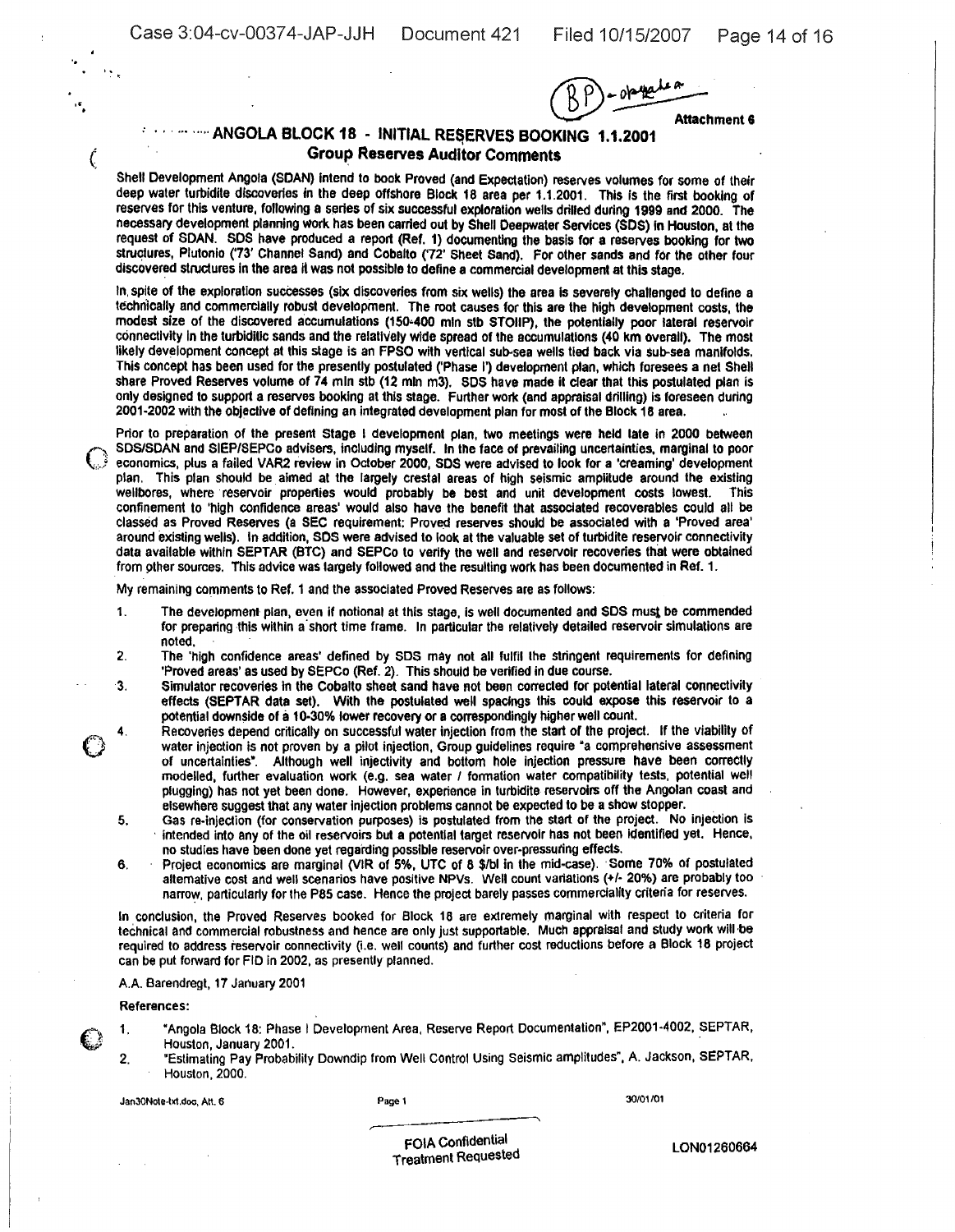(BP) - obayaha

Attachment 6

## ANGOLA BLOCK 18 - INITIAL RESERVES BOOKING 1.1.2001
### Group Reserves Auditor Comments

Shell Development Angola (SDAN) intend to book Proved (and Expectation) reserves volumes for some of their deep water turbidite discoveries in the deep offshore Block 18 area per 1.1.2001. This is the first booking of reserves for this venture, following a series of six successful exploration wells drilled during 1999 and 2000. The necessary development planning work has been carried out by Shell Deepwater Services (SDS) in Houston, at the request of SDAN. SDS have produced a report (Ref. 1) documenting the basis for a reserves booking for two structures, Plutonio ('73' Channel Sand) and Cobalto ('72' Sheet Sand). For other sands and for the other four discovered structures in the area it was not possible to define a commercial development at this stage.

In spite of the exploration successes (six discoveries from six wells) the area is severely challenged to define a technically and commercially robust development. The root causes for this are the high development costs, the modest size of the discovered accumulations (150-400 mln stb STOIIP), the potentially poor lateral reservoir connectivity in the turbiditic sands and the relatively wide spread of the accumulations (40 km overall). The most likely development concept at this stage is an FPSO with vertical sub-sea wells tied back via sub-sea manifolds. This concept has been used for the presently postulated ('Phase I') development plan, which foresees a net Shell share Proved Reserves volume of 74 mln stb (12 mln m3). SDS have made it clear that this postulated plan is only designed to support a reserves booking at this stage. Further work (and appraisal drilling) is foreseen during 2001-2002 with the objective of defining an integrated development plan for most of the Block 18 area.

Prior to preparation of the present Stage I development plan, two meetings were held late in 2000 between SDS/SDAN and SIEP/SEPCo advisers, including myself. In the face of prevailing uncertainties, marginal to poor economics, plus a failed VAR2 review in October 2000, SDS were advised to look for a 'creaming' development plan. This plan should be aimed at the largely crestal areas of high seismic amplitude around the existing wellbores, where reservoir properties would probably be best and unit development costs lowest. This confinement to 'high confidence areas' would also have the benefit that associated recoverables could all be classed as Proved Reserves (a SEC requirement: Proved reserves should be associated with a 'Proved area' around existing wells). In addition, SDS were advised to look at the valuable set of turbidite reservoir connectivity data available within SEPTAR (BTC) and SEPCo to verify the well and reservoir recoveries that were obtained from other sources. This advice was largely followed and the resulting work has been documented in Ref. 1.

My remaining comments to Ref. 1 and the associated Proved Reserves are as follows:

1. The development plan, even if notional at this stage, is well documented and SDS must be commended for preparing this within a short time frame. In particular the relatively detailed reservoir simulations are noted.
2. The 'high confidence areas' defined by SDS may not all fulfil the stringent requirements for defining 'Proved areas' as used by SEPCo (Ref. 2). This should be verified in due course.
3. Simulator recoveries in the Cobalto sheet sand have not been corrected for potential lateral connectivity effects (SEPTAR data set). With the postulated well spacings this could expose this reservoir to a potential downside of a 10-30% lower recovery or a correspondingly higher well count.
4. Recoveries depend critically on successful water injection from the start of the project. If the viability of water injection is not proven by a pilot injection, Group guidelines require "a comprehensive assessment of uncertainties". Although well injectivity and bottom hole injection pressure have been correctly modelled, further evaluation work (e.g. sea water / formation water compatibility tests, potential well plugging) has not yet been done. However, experience in turbidite reservoirs off the Angolan coast and elsewhere suggest that any water injection problems cannot be expected to be a show stopper.
5. Gas re-injection (for conservation purposes) is postulated from the start of the project. No injection is intended into any of the oil reservoirs but a potential target reservoir has not been identified yet. Hence, no studies have been done yet regarding possible reservoir over-pressuring effects.
6. Project economics are marginal (VIR of 5%, UTC of 8 $/bl in the mid-case). Some 70% of postulated alternative cost and well scenarios have positive NPVs. Well count variations (+/- 20%) are probably too narrow, particularly for the P85 case. Hence the project barely passes commerciality criteria for reserves.

In conclusion, the Proved Reserves booked for Block 18 are extremely marginal with respect to criteria for technical and commercial robustness and hence are only just supportable. Much appraisal and study work will be required to address reservoir connectivity (i.e. well counts) and further cost reductions before a Block 18 project can be put forward for FID in 2002, as presently planned.

A.A. Barendregt, 17 January 2001

**References:**

1. "Angola Block 18: Phase I Development Area, Reserve Report Documentation", EP2001-4002, SEPTAR, Houston, January 2001.
2. "Estimating Pay Probability Downdip from Well Control Using Seismic amplitudes", A. Jackson, SEPTAR, Houston, 2000.

Jan30Note-txt.doc, Att. 6 Page 1 30/01/01

FOIA Confidential Treatment Requested

LON01260664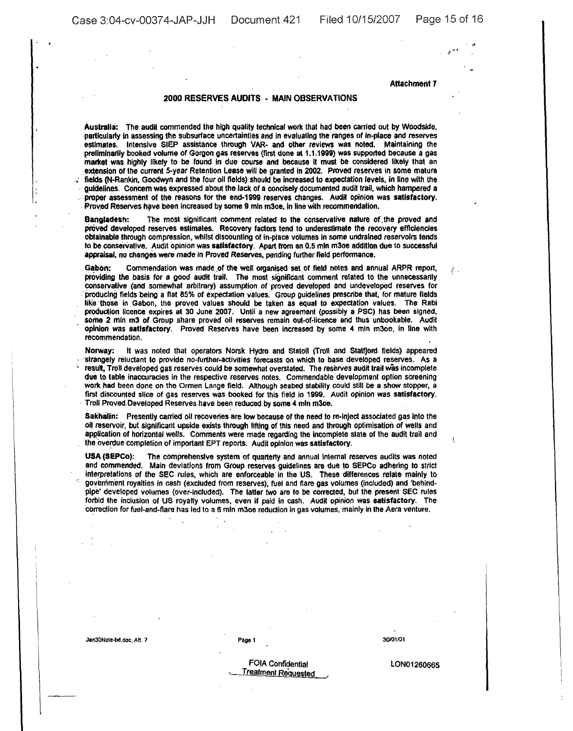Attachment 7

## 2000 RESERVES AUDITS - MAIN OBSERVATIONS

**Australia:** The audit commended the high quality technical work that had been carried out by Woodside, particularly in assessing the subsurface uncertainties and in evaluating the ranges of in-place and reserves estimates. Intensive SIEP assistance through VAR- and other reviews was noted. Maintaining the preliminarily booked volume of Gorgon gas reserves (first done at 1.1.1999) was supported because a gas market was highly likely to be found in due course and because it must be considered likely that an extension of the current 5-year Retention Lease will be granted in 2002. Proved reserves in some mature fields (N-Rankin, Goodwyn and the four oil fields) should be increased to expectation levels, in line with the guidelines. Concern was expressed about the lack of a concisely documented audit trail, which hampered a proper assessment of the reasons for the end-1999 reserves changes. Audit opinion was **satisfactory**. Proved Reserves have been increased by some 9 mln m3oe, in line with recommendation.

**Bangladesh:** The most significant comment related to the conservative nature of the proved and proved developed reserves estimates. Recovery factors tend to underestimate the recovery efficiencies obtainable through compression, whilst discounting of in-place volumes in some undrained reservoirs tends to be conservative. Audit opinion was **satisfactory**. Apart from an 0.5 mln m3oe addition due to successful appraisal, no changes were made in Proved Reserves, pending further field performance.

**Gabon:** Commendation was made of the well organised set of field notes and annual ARPR report, providing the basis for a good audit trail. The most significant comment related to the unnecessarily conservative (and somewhat arbitrary) assumption of proved developed and undeveloped reserves for producing fields being a flat 85% of expectation values. Group guidelines prescribe that, for mature fields like those in Gabon, the proved values should be taken as equal to expectation values. The Rabi production licence expires at 30 June 2007. Until a new agreement (possibly a PSC) has been signed, some 2 mln m3 of Group share proved oil reserves remain out-of-licence and thus unbookable. Audit opinion was **satisfactory**. Proved Reserves have been increased by some 4 mln m3oe, in line with recommendation.

**Norway:** It was noted that operators Norsk Hydro and Statoil (Troll and Statfjord fields) appeared strangely reluctant to provide no-further-activities forecasts on which to base developed reserves. As a result, Troll developed gas reserves could be somewhat overstated. The reserves audit trail was incomplete due to table inaccuracies in the respective reserves notes. Commendable development option screening work had been done on the Ormen Lange field. Although seabed stability could still be a show stopper, a first discounted slice of gas reserves was booked for this field in 1999. Audit opinion was **satisfactory**. Troll Proved Developed Reserves have been reduced by some 4 mln m3oe.

**Sakhalin:** Presently carried oil recoveries are low because of the need to re-inject associated gas into the oil reservoir, but significant upside exists through lifting of this need and through optimisation of wells and application of horizontal wells. Comments were made regarding the incomplete state of the audit trail and the overdue completion of important EPT reports. Audit opinion was **satisfactory**.

**USA (SEPCo):** The comprehensive system of quarterly and annual internal reserves audits was noted and commended. Main deviations from Group reserves guidelines are due to SEPCo adhering to strict interpretations of the SEC rules, which are enforceable in the US. These differences relate mainly to government royalties in cash (excluded from reserves), fuel and flare gas volumes (included) and 'behind-pipe' developed volumes (over-included). The latter two are to be corrected, but the present SEC rules forbid the inclusion of US royalty volumes, even if paid in cash. Audit opinion was **satisfactory**. The correction for fuel-and-flare has led to a 6 mln m3oe reduction in gas volumes, mainly in the Aera venture.

Jan30Note-txt.doc, Att. 7 &nbsp;&nbsp;&nbsp;&nbsp; Page 1 &nbsp;&nbsp;&nbsp;&nbsp; 30/01/01

FOIA Confidential Treatment Requested &nbsp;&nbsp;&nbsp;&nbsp; LON01260665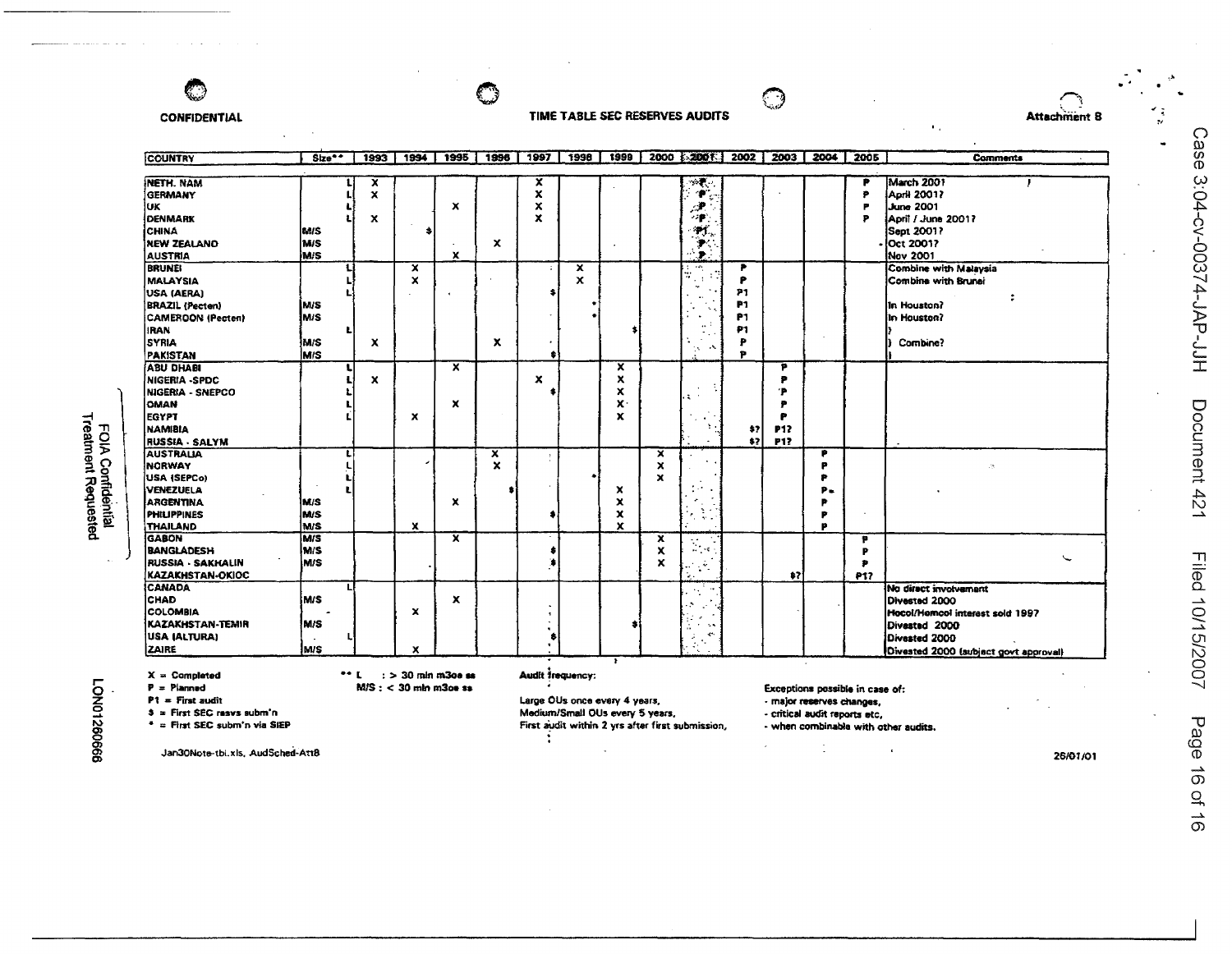CONFIDENTIAL

# TIME TABLE SEC RESERVES AUDITS

Attachment 8

| COUNTRY | Size** | 1993 | 1994 | 1995 | 1996 | 1997 | 1998 | 1999 | 2000 | 2001 | 2002 | 2003 | 2004 | 2005 | Comments |
|---|---|---|---|---|---|---|---|---|---|---|---|---|---|---|---|
| NETH. NAM | L | X | | | | X | | | | P | | | | P | March 2001 |
| GERMANY | L | X | | | | X | | | | P | | | | P | April 2001? |
| UK | L | | | X | | X | | | | P | | | | P | June 2001 |
| DENMARK | L | X | | | | X | | | | P | | | | P | April / June 2001? |
| CHINA | M/S | | $ | | | | | | | P1 | | | | | Sept 2001? |
| NEW ZEALAND | M/S | | | | X | | | | | P | | | | | Oct 2001? |
| AUSTRIA | M/S | | | X | | | | | | P | | | | | Nov 2001 |
| BRUNEI | L | | X | | | | X | | | | P | | | | Combine with Malaysia |
| MALAYSIA | L | | X | | | | X | | | | P | | | | Combine with Brunei |
| USA (AERA) | L | | | | | $ | | | | | P1 | | | | |
| BRAZIL (Pecten) | M/S | | | | | | * | | | | P1 | | | | In Houston? |
| CAMEROON (Pecten) | M/S | | | | | | * | | | | P1 | | | | In Houston? |
| IRAN | L | | | | | | | $ | | | P1 | | | | ) |
| SYRIA | M/S | X | | | X | | | | | | P | | | | ) Combine? |
| PAKISTAN | M/S | | | | | $ | | | | | P | | | | ) |
| ABU DHABI | L | | | X | | | | X | | | | P | | | |
| NIGERIA -SPDC | L | X | | | | X | | X | | | | P | | | |
| NIGERIA - SNEPCO | L | | | | | $ | | X | | | | P | | | |
| OMAN | L | | | X | | | | X | | | | P | | | |
| EGYPT | L | | X | | | | | X | | | | P | | | |
| NAMIBIA | | | | | | | | | | | $? | P1? | | | |
| RUSSIA - SALYM | | | | | | | | | | | $? | P1? | | | |
| AUSTRALIA | L | | | | X | | | | X | | | | P | | |
| NORWAY | L | | | | X | | | | X | | | | P | | |
| USA (SEPCo) | L | | | | | | * | | X | | | | P | | |
| VENEZUELA | L | | | | $ | | | X | | | | | P | | |
| ARGENTINA | M/S | | | X | | | | X | | | | | P | | |
| PHILIPPINES | M/S | | | | | $ | | X | | | | | P | | |
| THAILAND | M/S | | X | | | | | X | | | | | P | | |
| GABON | M/S | | | X | | | | | X | | | | | P | |
| BANGLADESH | M/S | | | | | $ | | | X | | | | | P | |
| RUSSIA - SAKHALIN | M/S | | | | | $ | | | X | | | | | P | |
| KAZAKHSTAN-OKIOC | | | | | | | | | | | | $? | | P1? | |
| CANADA | L | | | | | | | | | | | | | | No direct involvement |
| CHAD | M/S | | | X | | | | | | | | | | | Divested 2000 |
| COLOMBIA | | | X | | | | | | | | | | | | Hocol/Homcol interest sold 1997 |
| KAZAKHSTAN-TEMIR | M/S | | | | | | | $ | | | | | | | Divested 2000 |
| USA (ALTURA) | L | | | | | $ | | | | | | | | | Divested 2000 |
| ZAIRE | M/S | | X | | | | | | | | | | | | Divested 2000 (subject govt approval) |

X = Completed
P = Planned
P1 = First audit
$ = First SEC resvs subm'n
* = First SEC subm'n via SIEP

** L : > 30 mln m3oe ss
M/S : < 30 mln m3oe ss

Audit frequency:

Large OUs once every 4 years,
Medium/Small OUs every 5 years,
First audit within 2 yrs after first submission,

Exceptions possible in case of:
- major reserves changes,
- critical audit reports etc,
- when combinable with other audits.

Jan30Note-tbl.xls, AudSched-Att8

26/01/01

FOIA Confidential Treatment Requested

LON01260666